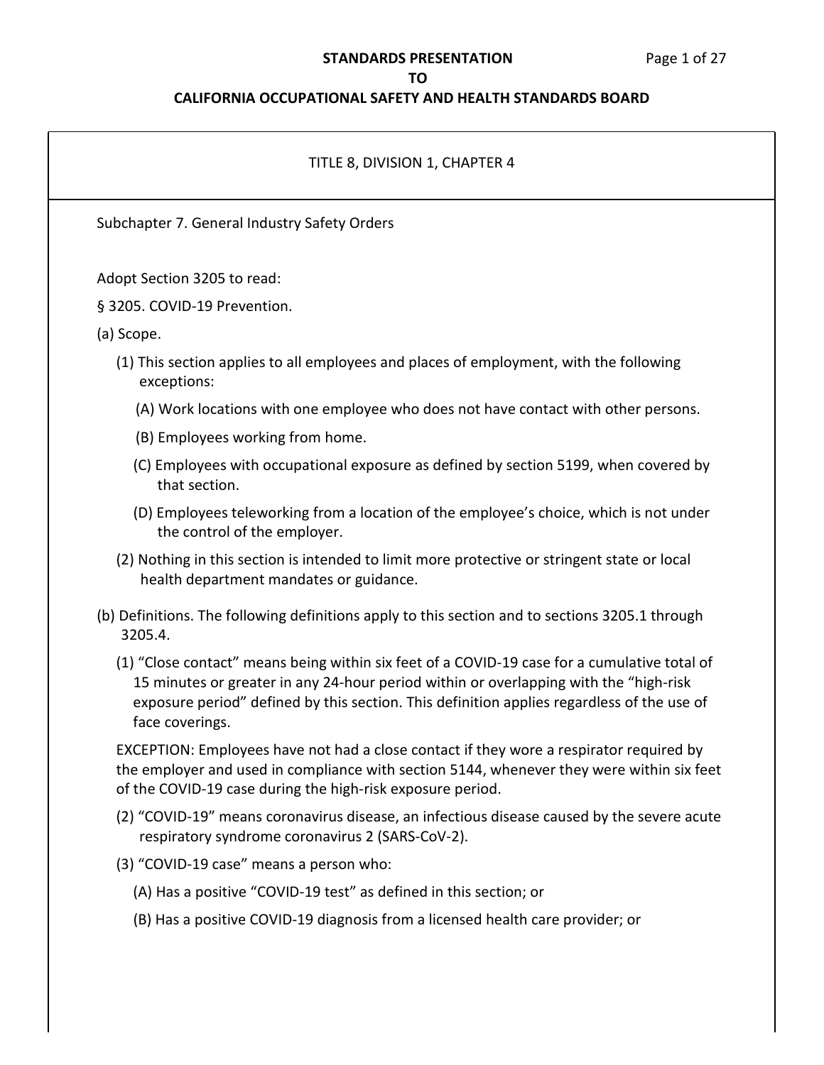**STANDARDS PRESENTATION**
**TO**
**CALIFORNIA OCCUPATIONAL SAFETY AND HEALTH STANDARDS BOARD**

TITLE 8, DIVISION 1, CHAPTER 4

Subchapter 7. General Industry Safety Orders

Adopt Section 3205 to read:

§ 3205. COVID-19 Prevention.

(a) Scope.

(1) This section applies to all employees and places of employment, with the following exceptions:

(A) Work locations with one employee who does not have contact with other persons.

(B) Employees working from home.

(C) Employees with occupational exposure as defined by section 5199, when covered by that section.

(D) Employees teleworking from a location of the employee's choice, which is not under the control of the employer.

(2) Nothing in this section is intended to limit more protective or stringent state or local health department mandates or guidance.

(b) Definitions. The following definitions apply to this section and to sections 3205.1 through 3205.4.

(1) "Close contact" means being within six feet of a COVID-19 case for a cumulative total of 15 minutes or greater in any 24-hour period within or overlapping with the "high-risk exposure period" defined by this section. This definition applies regardless of the use of face coverings.

EXCEPTION: Employees have not had a close contact if they wore a respirator required by the employer and used in compliance with section 5144, whenever they were within six feet of the COVID-19 case during the high-risk exposure period.

(2) "COVID-19" means coronavirus disease, an infectious disease caused by the severe acute respiratory syndrome coronavirus 2 (SARS-CoV-2).

(3) "COVID-19 case" means a person who:

(A) Has a positive "COVID-19 test" as defined in this section; or

(B) Has a positive COVID-19 diagnosis from a licensed health care provider; or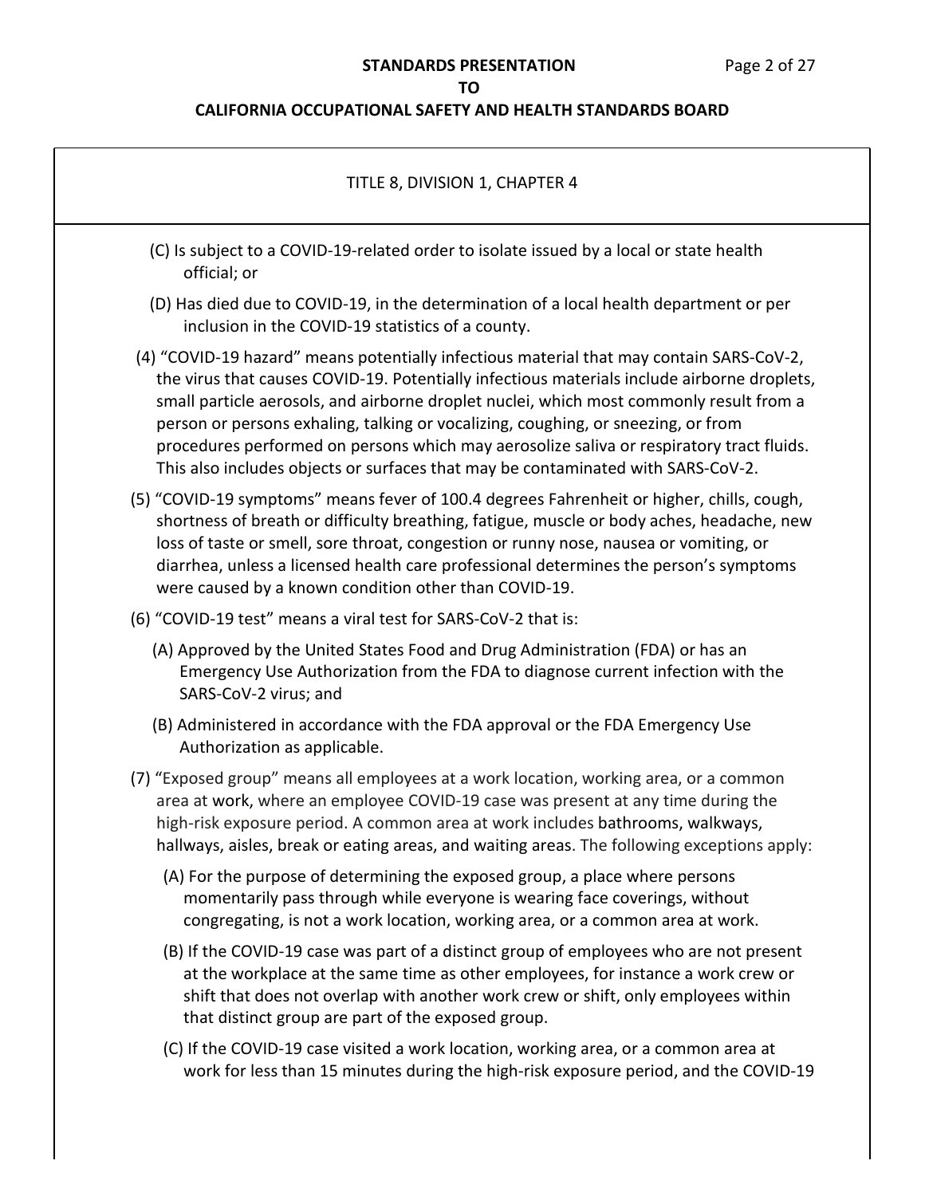TITLE 8, DIVISION 1, CHAPTER 4

(C) Is subject to a COVID-19-related order to isolate issued by a local or state health official; or

(D) Has died due to COVID-19, in the determination of a local health department or per inclusion in the COVID-19 statistics of a county.

(4) "COVID-19 hazard" means potentially infectious material that may contain SARS-CoV-2, the virus that causes COVID-19. Potentially infectious materials include airborne droplets, small particle aerosols, and airborne droplet nuclei, which most commonly result from a person or persons exhaling, talking or vocalizing, coughing, or sneezing, or from procedures performed on persons which may aerosolize saliva or respiratory tract fluids. This also includes objects or surfaces that may be contaminated with SARS-CoV-2.

(5) "COVID-19 symptoms" means fever of 100.4 degrees Fahrenheit or higher, chills, cough, shortness of breath or difficulty breathing, fatigue, muscle or body aches, headache, new loss of taste or smell, sore throat, congestion or runny nose, nausea or vomiting, or diarrhea, unless a licensed health care professional determines the person's symptoms were caused by a known condition other than COVID-19.

(6) "COVID-19 test" means a viral test for SARS-CoV-2 that is:

(A) Approved by the United States Food and Drug Administration (FDA) or has an Emergency Use Authorization from the FDA to diagnose current infection with the SARS-CoV-2 virus; and

(B) Administered in accordance with the FDA approval or the FDA Emergency Use Authorization as applicable.

(7) "Exposed group" means all employees at a work location, working area, or a common area at work, where an employee COVID-19 case was present at any time during the high-risk exposure period. A common area at work includes bathrooms, walkways, hallways, aisles, break or eating areas, and waiting areas. The following exceptions apply:

(A) For the purpose of determining the exposed group, a place where persons momentarily pass through while everyone is wearing face coverings, without congregating, is not a work location, working area, or a common area at work.

(B) If the COVID-19 case was part of a distinct group of employees who are not present at the workplace at the same time as other employees, for instance a work crew or shift that does not overlap with another work crew or shift, only employees within that distinct group are part of the exposed group.

(C) If the COVID-19 case visited a work location, working area, or a common area at work for less than 15 minutes during the high-risk exposure period, and the COVID-19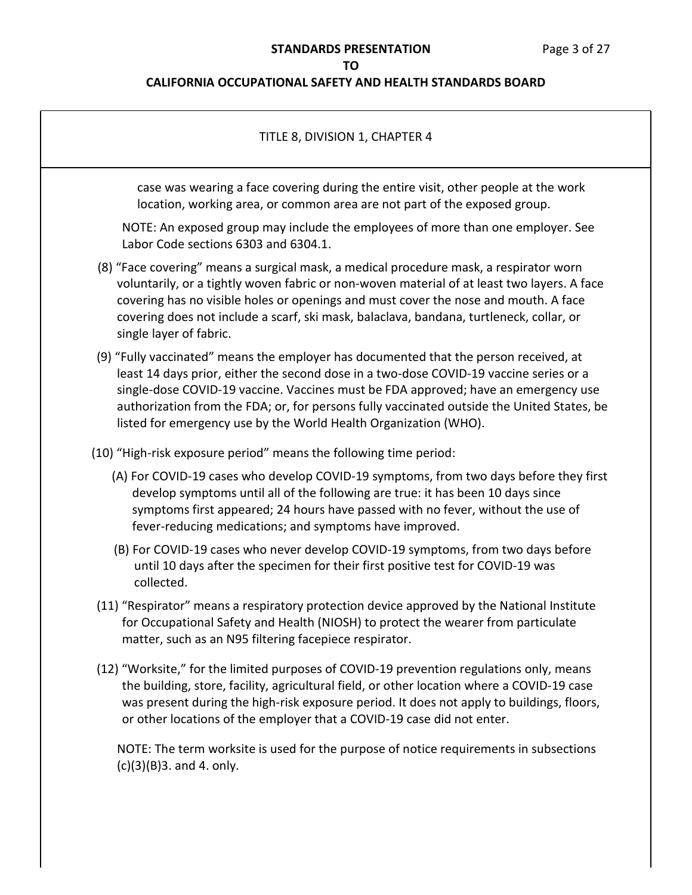TITLE 8, DIVISION 1, CHAPTER 4

case was wearing a face covering during the entire visit, other people at the work location, working area, or common area are not part of the exposed group.

NOTE: An exposed group may include the employees of more than one employer. See Labor Code sections 6303 and 6304.1.

(8) "Face covering" means a surgical mask, a medical procedure mask, a respirator worn voluntarily, or a tightly woven fabric or non-woven material of at least two layers. A face covering has no visible holes or openings and must cover the nose and mouth. A face covering does not include a scarf, ski mask, balaclava, bandana, turtleneck, collar, or single layer of fabric.

(9) "Fully vaccinated" means the employer has documented that the person received, at least 14 days prior, either the second dose in a two-dose COVID-19 vaccine series or a single-dose COVID-19 vaccine. Vaccines must be FDA approved; have an emergency use authorization from the FDA; or, for persons fully vaccinated outside the United States, be listed for emergency use by the World Health Organization (WHO).

(10) "High-risk exposure period" means the following time period:

(A) For COVID-19 cases who develop COVID-19 symptoms, from two days before they first develop symptoms until all of the following are true: it has been 10 days since symptoms first appeared; 24 hours have passed with no fever, without the use of fever-reducing medications; and symptoms have improved.

(B) For COVID-19 cases who never develop COVID-19 symptoms, from two days before until 10 days after the specimen for their first positive test for COVID-19 was collected.

(11) "Respirator" means a respiratory protection device approved by the National Institute for Occupational Safety and Health (NIOSH) to protect the wearer from particulate matter, such as an N95 filtering facepiece respirator.

(12) "Worksite," for the limited purposes of COVID-19 prevention regulations only, means the building, store, facility, agricultural field, or other location where a COVID-19 case was present during the high-risk exposure period. It does not apply to buildings, floors, or other locations of the employer that a COVID-19 case did not enter.

NOTE: The term worksite is used for the purpose of notice requirements in subsections (c)(3)(B)3. and 4. only.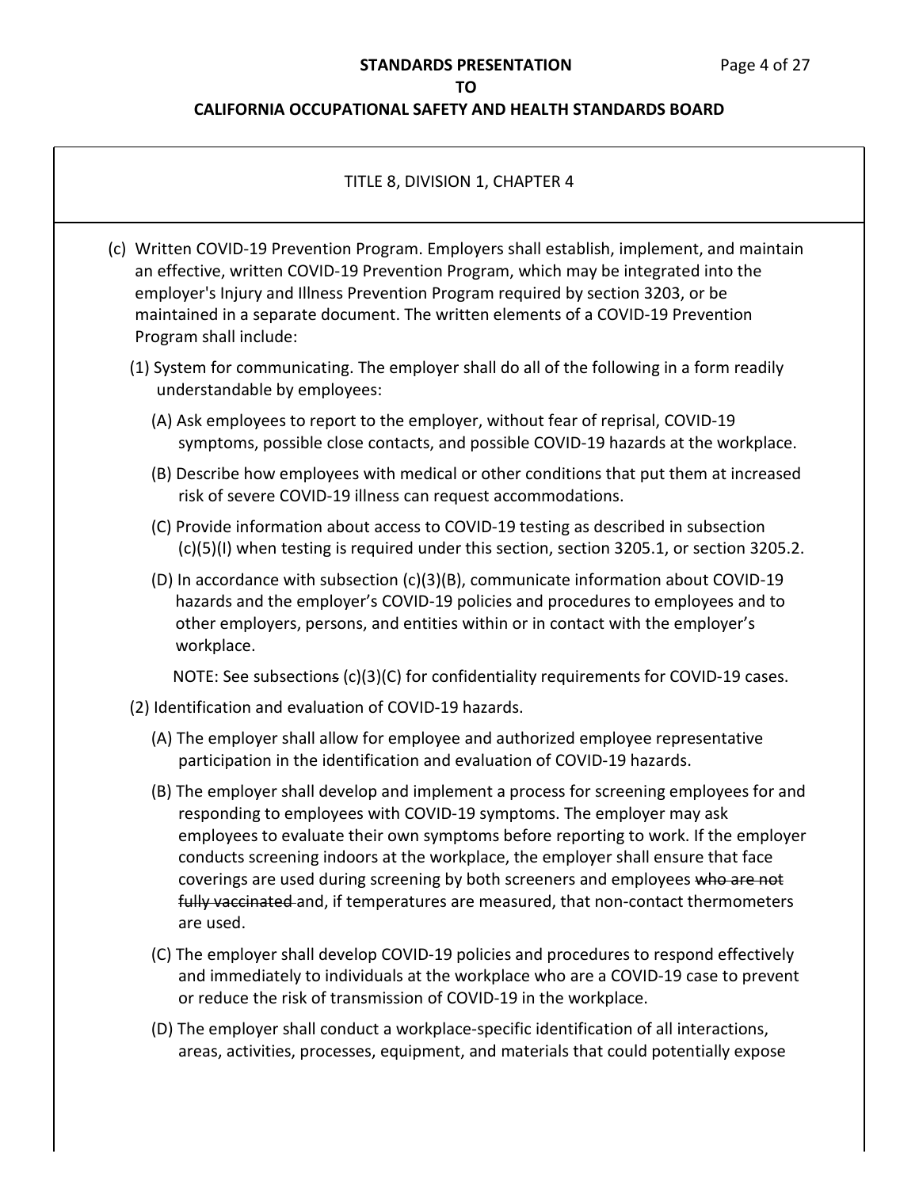TITLE 8, DIVISION 1, CHAPTER 4

(c) Written COVID-19 Prevention Program. Employers shall establish, implement, and maintain an effective, written COVID-19 Prevention Program, which may be integrated into the employer's Injury and Illness Prevention Program required by section 3203, or be maintained in a separate document. The written elements of a COVID-19 Prevention Program shall include:

(1) System for communicating. The employer shall do all of the following in a form readily understandable by employees:

(A) Ask employees to report to the employer, without fear of reprisal, COVID-19 symptoms, possible close contacts, and possible COVID-19 hazards at the workplace.

(B) Describe how employees with medical or other conditions that put them at increased risk of severe COVID-19 illness can request accommodations.

(C) Provide information about access to COVID-19 testing as described in subsection (c)(5)(I) when testing is required under this section, section 3205.1, or section 3205.2.

(D) In accordance with subsection (c)(3)(B), communicate information about COVID-19 hazards and the employer's COVID-19 policies and procedures to employees and to other employers, persons, and entities within or in contact with the employer's workplace.

NOTE: See subsection~~s~~ (c)(3)(C) for confidentiality requirements for COVID-19 cases.

(2) Identification and evaluation of COVID-19 hazards.

(A) The employer shall allow for employee and authorized employee representative participation in the identification and evaluation of COVID-19 hazards.

(B) The employer shall develop and implement a process for screening employees for and responding to employees with COVID-19 symptoms. The employer may ask employees to evaluate their own symptoms before reporting to work. If the employer conducts screening indoors at the workplace, the employer shall ensure that face coverings are used during screening by both screeners and employees ~~who are not fully vaccinated~~ and, if temperatures are measured, that non-contact thermometers are used.

(C) The employer shall develop COVID-19 policies and procedures to respond effectively and immediately to individuals at the workplace who are a COVID-19 case to prevent or reduce the risk of transmission of COVID-19 in the workplace.

(D) The employer shall conduct a workplace-specific identification of all interactions, areas, activities, processes, equipment, and materials that could potentially expose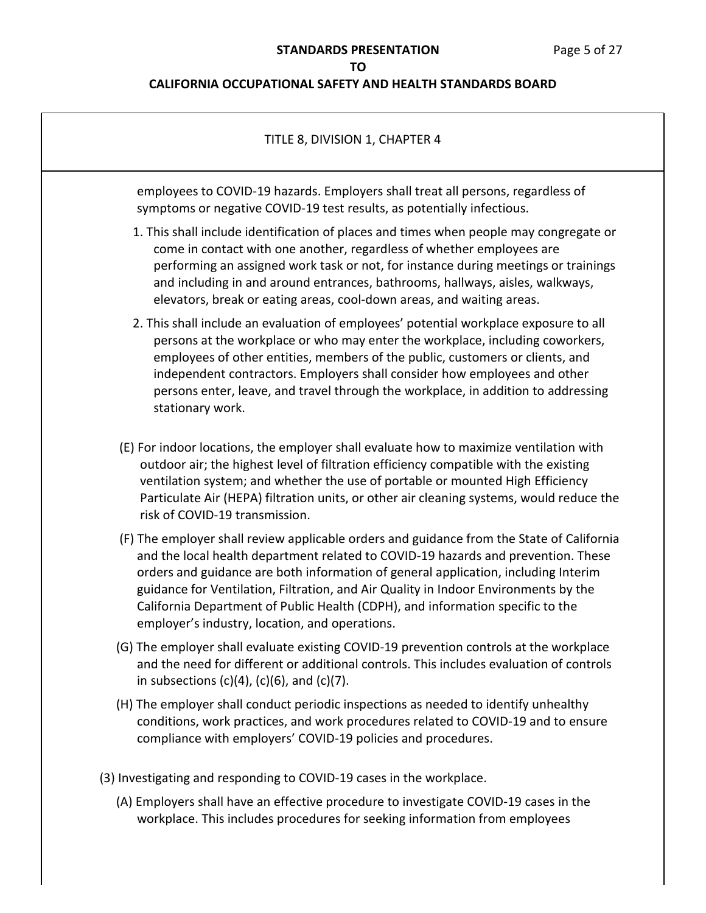employees to COVID-19 hazards. Employers shall treat all persons, regardless of symptoms or negative COVID-19 test results, as potentially infectious.

1. This shall include identification of places and times when people may congregate or come in contact with one another, regardless of whether employees are performing an assigned work task or not, for instance during meetings or trainings and including in and around entrances, bathrooms, hallways, aisles, walkways, elevators, break or eating areas, cool-down areas, and waiting areas.

2. This shall include an evaluation of employees' potential workplace exposure to all persons at the workplace or who may enter the workplace, including coworkers, employees of other entities, members of the public, customers or clients, and independent contractors. Employers shall consider how employees and other persons enter, leave, and travel through the workplace, in addition to addressing stationary work.

(E) For indoor locations, the employer shall evaluate how to maximize ventilation with outdoor air; the highest level of filtration efficiency compatible with the existing ventilation system; and whether the use of portable or mounted High Efficiency Particulate Air (HEPA) filtration units, or other air cleaning systems, would reduce the risk of COVID-19 transmission.

(F) The employer shall review applicable orders and guidance from the State of California and the local health department related to COVID-19 hazards and prevention. These orders and guidance are both information of general application, including Interim guidance for Ventilation, Filtration, and Air Quality in Indoor Environments by the California Department of Public Health (CDPH), and information specific to the employer's industry, location, and operations.

(G) The employer shall evaluate existing COVID-19 prevention controls at the workplace and the need for different or additional controls. This includes evaluation of controls in subsections (c)(4), (c)(6), and (c)(7).

(H) The employer shall conduct periodic inspections as needed to identify unhealthy conditions, work practices, and work procedures related to COVID-19 and to ensure compliance with employers' COVID-19 policies and procedures.

(3) Investigating and responding to COVID-19 cases in the workplace.

(A) Employers shall have an effective procedure to investigate COVID-19 cases in the workplace. This includes procedures for seeking information from employees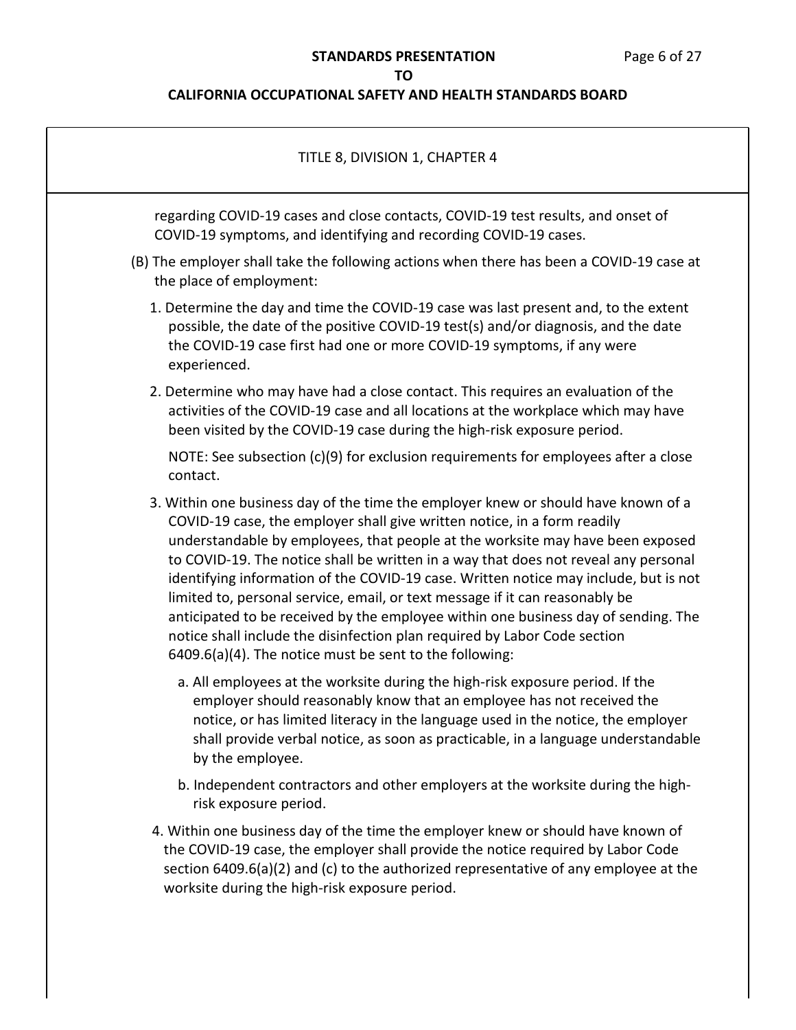TITLE 8, DIVISION 1, CHAPTER 4

regarding COVID-19 cases and close contacts, COVID-19 test results, and onset of COVID-19 symptoms, and identifying and recording COVID-19 cases.

(B) The employer shall take the following actions when there has been a COVID-19 case at the place of employment:

1. Determine the day and time the COVID-19 case was last present and, to the extent possible, the date of the positive COVID-19 test(s) and/or diagnosis, and the date the COVID-19 case first had one or more COVID-19 symptoms, if any were experienced.

2. Determine who may have had a close contact. This requires an evaluation of the activities of the COVID-19 case and all locations at the workplace which may have been visited by the COVID-19 case during the high-risk exposure period.

   NOTE: See subsection (c)(9) for exclusion requirements for employees after a close contact.

3. Within one business day of the time the employer knew or should have known of a COVID-19 case, the employer shall give written notice, in a form readily understandable by employees, that people at the worksite may have been exposed to COVID-19. The notice shall be written in a way that does not reveal any personal identifying information of the COVID-19 case. Written notice may include, but is not limited to, personal service, email, or text message if it can reasonably be anticipated to be received by the employee within one business day of sending. The notice shall include the disinfection plan required by Labor Code section 6409.6(a)(4). The notice must be sent to the following:

   a. All employees at the worksite during the high-risk exposure period. If the employer should reasonably know that an employee has not received the notice, or has limited literacy in the language used in the notice, the employer shall provide verbal notice, as soon as practicable, in a language understandable by the employee.

   b. Independent contractors and other employers at the worksite during the high-risk exposure period.

4. Within one business day of the time the employer knew or should have known of the COVID-19 case, the employer shall provide the notice required by Labor Code section 6409.6(a)(2) and (c) to the authorized representative of any employee at the worksite during the high-risk exposure period.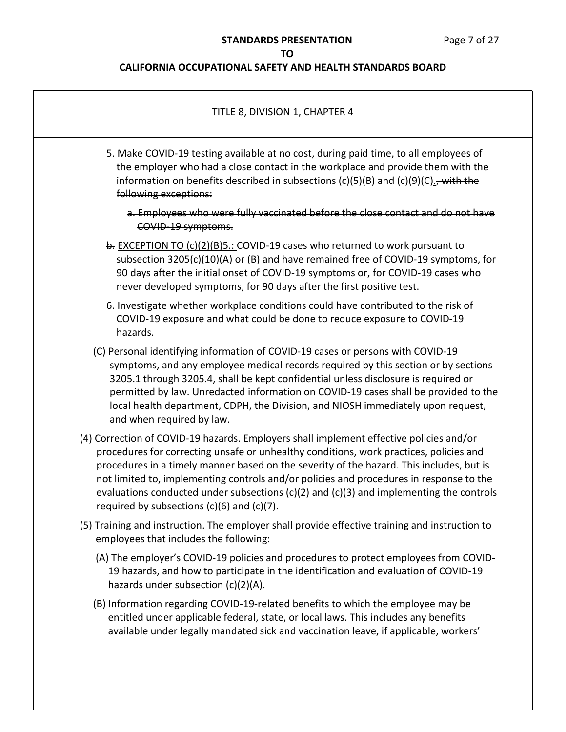TITLE 8, DIVISION 1, CHAPTER 4

5. Make COVID-19 testing available at no cost, during paid time, to all employees of the employer who had a close contact in the workplace and provide them with the information on benefits described in subsections (c)(5)(B) and (c)(9)(C)<u>.</u>~~, with the following exceptions:~~

   ~~a. Employees who were fully vaccinated before the close contact and do not have COVID-19 symptoms.~~

   ~~b.~~ <u>EXCEPTION TO (c)(2)(B)5.:</u> COVID-19 cases who returned to work pursuant to subsection 3205(c)(10)(A) or (B) and have remained free of COVID-19 symptoms, for 90 days after the initial onset of COVID-19 symptoms or, for COVID-19 cases who never developed symptoms, for 90 days after the first positive test.

6. Investigate whether workplace conditions could have contributed to the risk of COVID-19 exposure and what could be done to reduce exposure to COVID-19 hazards.

(C) Personal identifying information of COVID-19 cases or persons with COVID-19 symptoms, and any employee medical records required by this section or by sections 3205.1 through 3205.4, shall be kept confidential unless disclosure is required or permitted by law. Unredacted information on COVID-19 cases shall be provided to the local health department, CDPH, the Division, and NIOSH immediately upon request, and when required by law.

(4) Correction of COVID-19 hazards. Employers shall implement effective policies and/or procedures for correcting unsafe or unhealthy conditions, work practices, policies and procedures in a timely manner based on the severity of the hazard. This includes, but is not limited to, implementing controls and/or policies and procedures in response to the evaluations conducted under subsections (c)(2) and (c)(3) and implementing the controls required by subsections (c)(6) and (c)(7).

(5) Training and instruction. The employer shall provide effective training and instruction to employees that includes the following:

(A) The employer's COVID-19 policies and procedures to protect employees from COVID-19 hazards, and how to participate in the identification and evaluation of COVID-19 hazards under subsection (c)(2)(A).

(B) Information regarding COVID-19-related benefits to which the employee may be entitled under applicable federal, state, or local laws. This includes any benefits available under legally mandated sick and vaccination leave, if applicable, workers'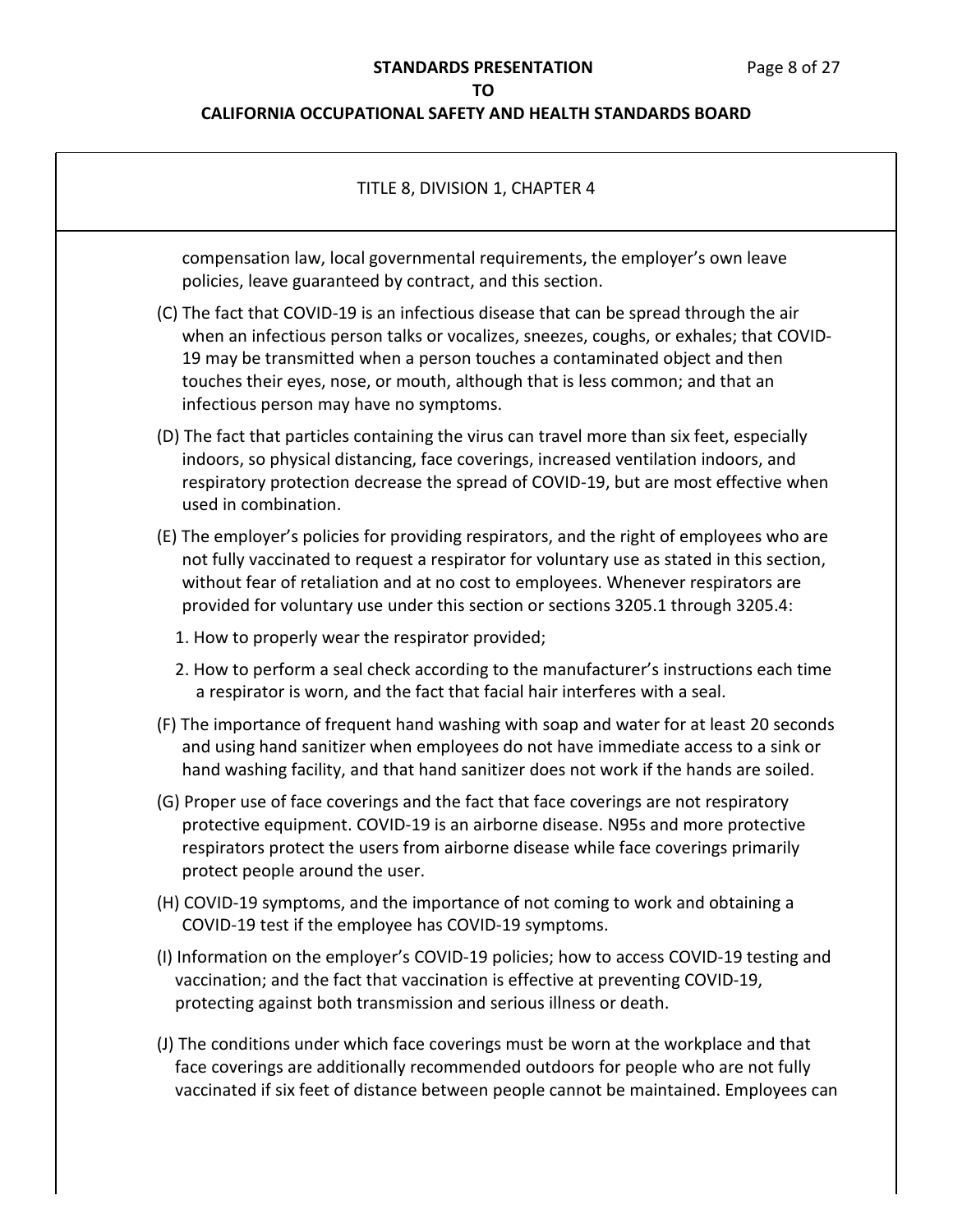TITLE 8, DIVISION 1, CHAPTER 4

compensation law, local governmental requirements, the employer's own leave policies, leave guaranteed by contract, and this section.

(C) The fact that COVID-19 is an infectious disease that can be spread through the air when an infectious person talks or vocalizes, sneezes, coughs, or exhales; that COVID-19 may be transmitted when a person touches a contaminated object and then touches their eyes, nose, or mouth, although that is less common; and that an infectious person may have no symptoms.

(D) The fact that particles containing the virus can travel more than six feet, especially indoors, so physical distancing, face coverings, increased ventilation indoors, and respiratory protection decrease the spread of COVID-19, but are most effective when used in combination.

(E) The employer's policies for providing respirators, and the right of employees who are not fully vaccinated to request a respirator for voluntary use as stated in this section, without fear of retaliation and at no cost to employees. Whenever respirators are provided for voluntary use under this section or sections 3205.1 through 3205.4:

1. How to properly wear the respirator provided;
2. How to perform a seal check according to the manufacturer's instructions each time a respirator is worn, and the fact that facial hair interferes with a seal.

(F) The importance of frequent hand washing with soap and water for at least 20 seconds and using hand sanitizer when employees do not have immediate access to a sink or hand washing facility, and that hand sanitizer does not work if the hands are soiled.

(G) Proper use of face coverings and the fact that face coverings are not respiratory protective equipment. COVID-19 is an airborne disease. N95s and more protective respirators protect the users from airborne disease while face coverings primarily protect people around the user.

(H) COVID-19 symptoms, and the importance of not coming to work and obtaining a COVID-19 test if the employee has COVID-19 symptoms.

(I) Information on the employer's COVID-19 policies; how to access COVID-19 testing and vaccination; and the fact that vaccination is effective at preventing COVID-19, protecting against both transmission and serious illness or death.

(J) The conditions under which face coverings must be worn at the workplace and that face coverings are additionally recommended outdoors for people who are not fully vaccinated if six feet of distance between people cannot be maintained. Employees can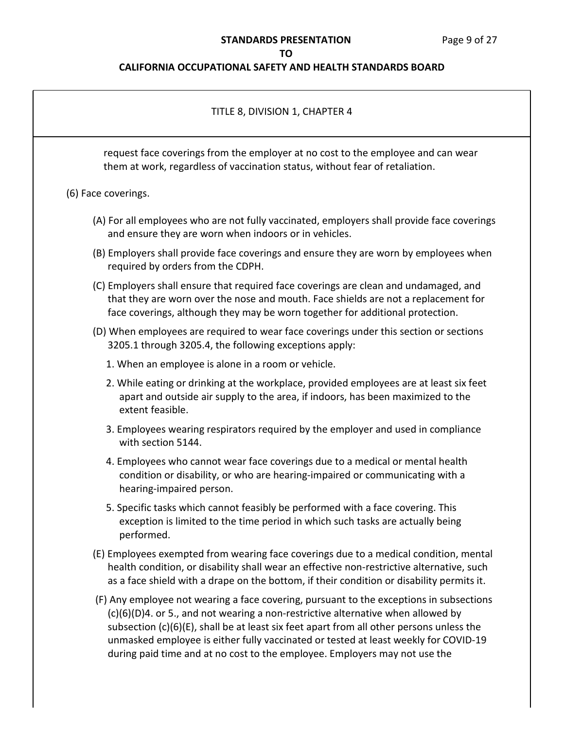request face coverings from the employer at no cost to the employee and can wear them at work, regardless of vaccination status, without fear of retaliation.

(6) Face coverings.

(A) For all employees who are not fully vaccinated, employers shall provide face coverings and ensure they are worn when indoors or in vehicles.

(B) Employers shall provide face coverings and ensure they are worn by employees when required by orders from the CDPH.

(C) Employers shall ensure that required face coverings are clean and undamaged, and that they are worn over the nose and mouth. Face shields are not a replacement for face coverings, although they may be worn together for additional protection.

(D) When employees are required to wear face coverings under this section or sections 3205.1 through 3205.4, the following exceptions apply:

1. When an employee is alone in a room or vehicle.

2. While eating or drinking at the workplace, provided employees are at least six feet apart and outside air supply to the area, if indoors, has been maximized to the extent feasible.

3. Employees wearing respirators required by the employer and used in compliance with section 5144.

4. Employees who cannot wear face coverings due to a medical or mental health condition or disability, or who are hearing-impaired or communicating with a hearing-impaired person.

5. Specific tasks which cannot feasibly be performed with a face covering. This exception is limited to the time period in which such tasks are actually being performed.

(E) Employees exempted from wearing face coverings due to a medical condition, mental health condition, or disability shall wear an effective non-restrictive alternative, such as a face shield with a drape on the bottom, if their condition or disability permits it.

(F) Any employee not wearing a face covering, pursuant to the exceptions in subsections (c)(6)(D)4. or 5., and not wearing a non-restrictive alternative when allowed by subsection (c)(6)(E), shall be at least six feet apart from all other persons unless the unmasked employee is either fully vaccinated or tested at least weekly for COVID-19 during paid time and at no cost to the employee. Employers may not use the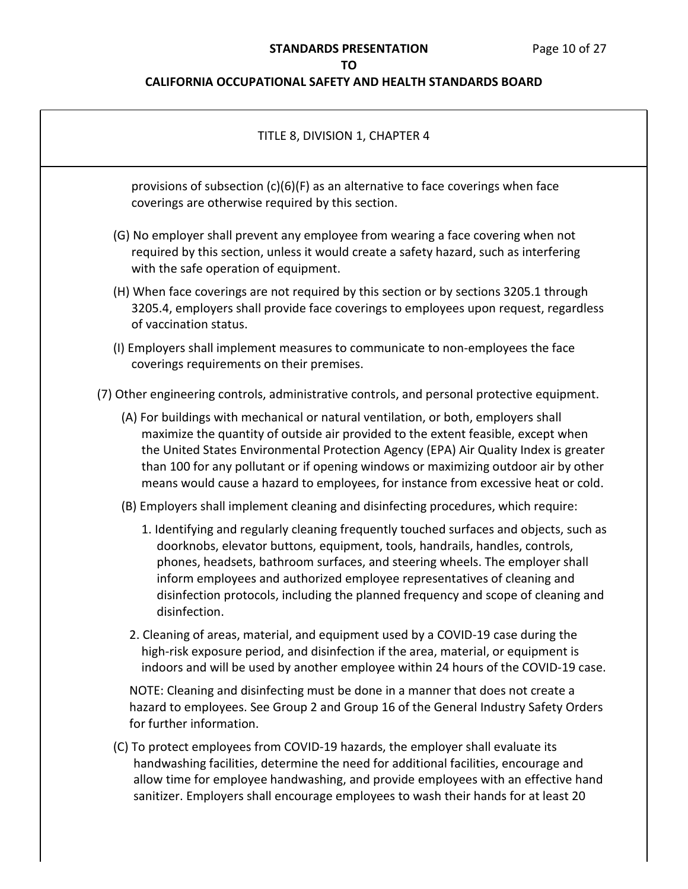TITLE 8, DIVISION 1, CHAPTER 4

provisions of subsection (c)(6)(F) as an alternative to face coverings when face coverings are otherwise required by this section.

(G) No employer shall prevent any employee from wearing a face covering when not required by this section, unless it would create a safety hazard, such as interfering with the safe operation of equipment.

(H) When face coverings are not required by this section or by sections 3205.1 through 3205.4, employers shall provide face coverings to employees upon request, regardless of vaccination status.

(I) Employers shall implement measures to communicate to non-employees the face coverings requirements on their premises.

(7) Other engineering controls, administrative controls, and personal protective equipment.

(A) For buildings with mechanical or natural ventilation, or both, employers shall maximize the quantity of outside air provided to the extent feasible, except when the United States Environmental Protection Agency (EPA) Air Quality Index is greater than 100 for any pollutant or if opening windows or maximizing outdoor air by other means would cause a hazard to employees, for instance from excessive heat or cold.

(B) Employers shall implement cleaning and disinfecting procedures, which require:

1. Identifying and regularly cleaning frequently touched surfaces and objects, such as doorknobs, elevator buttons, equipment, tools, handrails, handles, controls, phones, headsets, bathroom surfaces, and steering wheels. The employer shall inform employees and authorized employee representatives of cleaning and disinfection protocols, including the planned frequency and scope of cleaning and disinfection.

2. Cleaning of areas, material, and equipment used by a COVID-19 case during the high-risk exposure period, and disinfection if the area, material, or equipment is indoors and will be used by another employee within 24 hours of the COVID-19 case.

NOTE: Cleaning and disinfecting must be done in a manner that does not create a hazard to employees. See Group 2 and Group 16 of the General Industry Safety Orders for further information.

(C) To protect employees from COVID-19 hazards, the employer shall evaluate its handwashing facilities, determine the need for additional facilities, encourage and allow time for employee handwashing, and provide employees with an effective hand sanitizer. Employers shall encourage employees to wash their hands for at least 20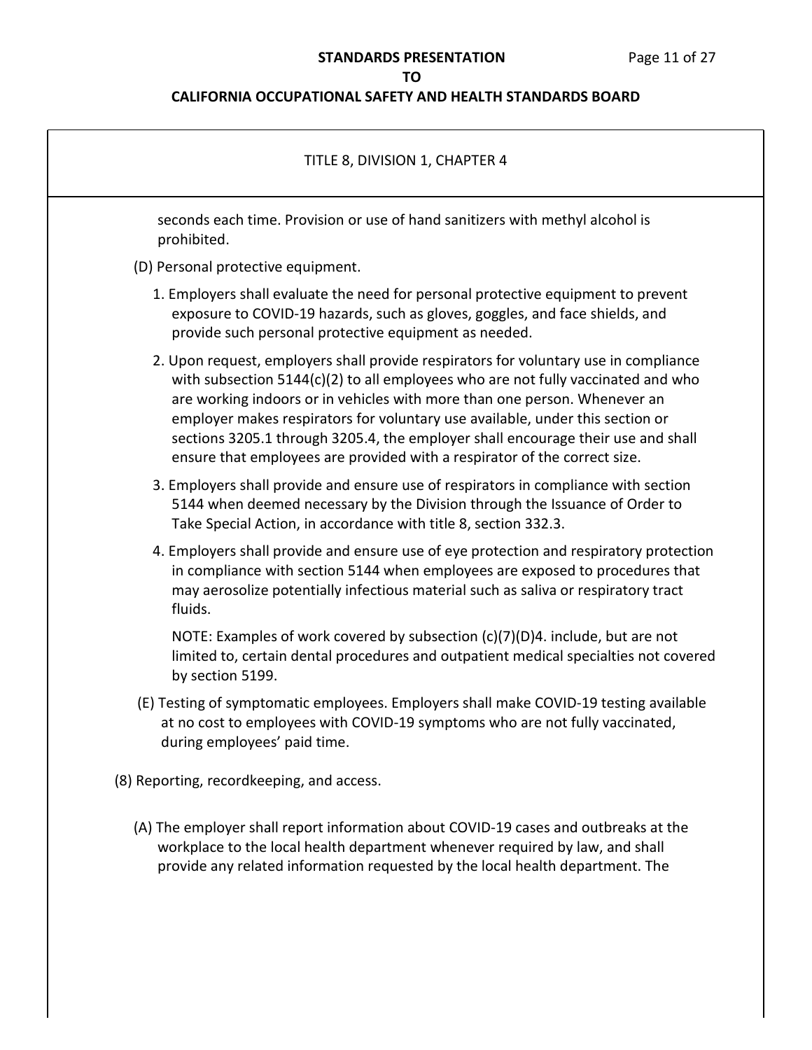TITLE 8, DIVISION 1, CHAPTER 4

seconds each time. Provision or use of hand sanitizers with methyl alcohol is prohibited.

(D) Personal protective equipment.

1. Employers shall evaluate the need for personal protective equipment to prevent exposure to COVID-19 hazards, such as gloves, goggles, and face shields, and provide such personal protective equipment as needed.

2. Upon request, employers shall provide respirators for voluntary use in compliance with subsection 5144(c)(2) to all employees who are not fully vaccinated and who are working indoors or in vehicles with more than one person. Whenever an employer makes respirators for voluntary use available, under this section or sections 3205.1 through 3205.4, the employer shall encourage their use and shall ensure that employees are provided with a respirator of the correct size.

3. Employers shall provide and ensure use of respirators in compliance with section 5144 when deemed necessary by the Division through the Issuance of Order to Take Special Action, in accordance with title 8, section 332.3.

4. Employers shall provide and ensure use of eye protection and respiratory protection in compliance with section 5144 when employees are exposed to procedures that may aerosolize potentially infectious material such as saliva or respiratory tract fluids.

   NOTE: Examples of work covered by subsection (c)(7)(D)4. include, but are not limited to, certain dental procedures and outpatient medical specialties not covered by section 5199.

(E) Testing of symptomatic employees. Employers shall make COVID-19 testing available at no cost to employees with COVID-19 symptoms who are not fully vaccinated, during employees' paid time.

(8) Reporting, recordkeeping, and access.

(A) The employer shall report information about COVID-19 cases and outbreaks at the workplace to the local health department whenever required by law, and shall provide any related information requested by the local health department. The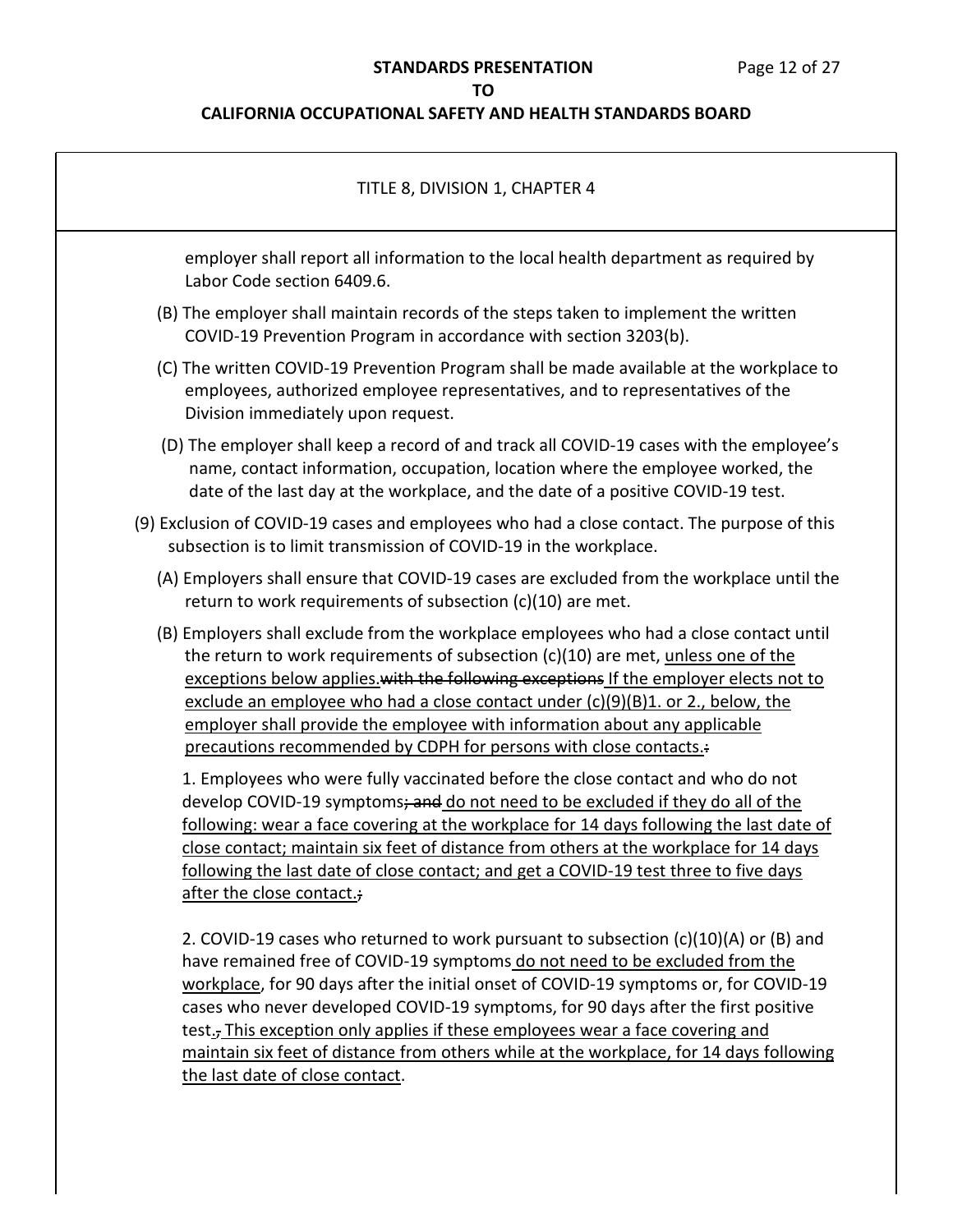employer shall report all information to the local health department as required by Labor Code section 6409.6.

(B) The employer shall maintain records of the steps taken to implement the written COVID-19 Prevention Program in accordance with section 3203(b).

(C) The written COVID-19 Prevention Program shall be made available at the workplace to employees, authorized employee representatives, and to representatives of the Division immediately upon request.

(D) The employer shall keep a record of and track all COVID-19 cases with the employee's name, contact information, occupation, location where the employee worked, the date of the last day at the workplace, and the date of a positive COVID-19 test.

(9) Exclusion of COVID-19 cases and employees who had a close contact. The purpose of this subsection is to limit transmission of COVID-19 in the workplace.

(A) Employers shall ensure that COVID-19 cases are excluded from the workplace until the return to work requirements of subsection (c)(10) are met.

(B) Employers shall exclude from the workplace employees who had a close contact until the return to work requirements of subsection (c)(10) are met, <u>unless one of the exceptions below applies.</u>~~with the following exceptions~~ <u>If the employer elects not to exclude an employee who had a close contact under (c)(9)(B)1. or 2., below, the employer shall provide the employee with information about any applicable precautions recommended by CDPH for persons with close contacts.</u>~~:~~

1. Employees who were fully vaccinated before the close contact and who do not develop COVID-19 symptoms~~; and~~ <u>do not need to be excluded if they do all of the following: wear a face covering at the workplace for 14 days following the last date of close contact; maintain six feet of distance from others at the workplace for 14 days following the last date of close contact; and get a COVID-19 test three to five days after the close contact.</u>~~;~~

2. COVID-19 cases who returned to work pursuant to subsection (c)(10)(A) or (B) and have remained free of COVID-19 symptoms <u>do not need to be excluded from the workplace</u>, for 90 days after the initial onset of COVID-19 symptoms or, for COVID-19 cases who never developed COVID-19 symptoms, for 90 days after the first positive test.~~,~~ <u>This exception only applies if these employees wear a face covering and maintain six feet of distance from others while at the workplace, for 14 days following the last date of close contact</u>.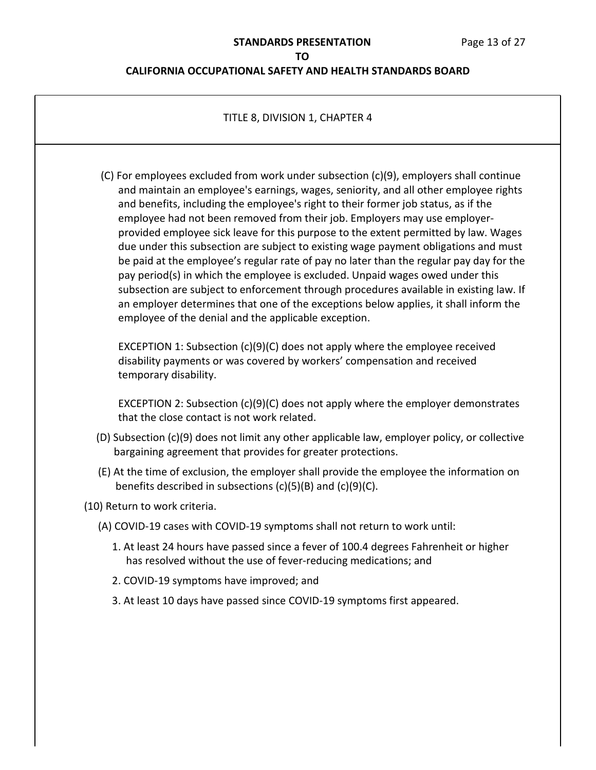TITLE 8, DIVISION 1, CHAPTER 4

(C) For employees excluded from work under subsection (c)(9), employers shall continue and maintain an employee's earnings, wages, seniority, and all other employee rights and benefits, including the employee's right to their former job status, as if the employee had not been removed from their job. Employers may use employer-provided employee sick leave for this purpose to the extent permitted by law. Wages due under this subsection are subject to existing wage payment obligations and must be paid at the employee's regular rate of pay no later than the regular pay day for the pay period(s) in which the employee is excluded. Unpaid wages owed under this subsection are subject to enforcement through procedures available in existing law. If an employer determines that one of the exceptions below applies, it shall inform the employee of the denial and the applicable exception.

EXCEPTION 1: Subsection (c)(9)(C) does not apply where the employee received disability payments or was covered by workers' compensation and received temporary disability.

EXCEPTION 2: Subsection (c)(9)(C) does not apply where the employer demonstrates that the close contact is not work related.

(D) Subsection (c)(9) does not limit any other applicable law, employer policy, or collective bargaining agreement that provides for greater protections.

(E) At the time of exclusion, the employer shall provide the employee the information on benefits described in subsections (c)(5)(B) and (c)(9)(C).

(10) Return to work criteria.

(A) COVID-19 cases with COVID-19 symptoms shall not return to work until:

1. At least 24 hours have passed since a fever of 100.4 degrees Fahrenheit or higher has resolved without the use of fever-reducing medications; and

2. COVID-19 symptoms have improved; and

3. At least 10 days have passed since COVID-19 symptoms first appeared.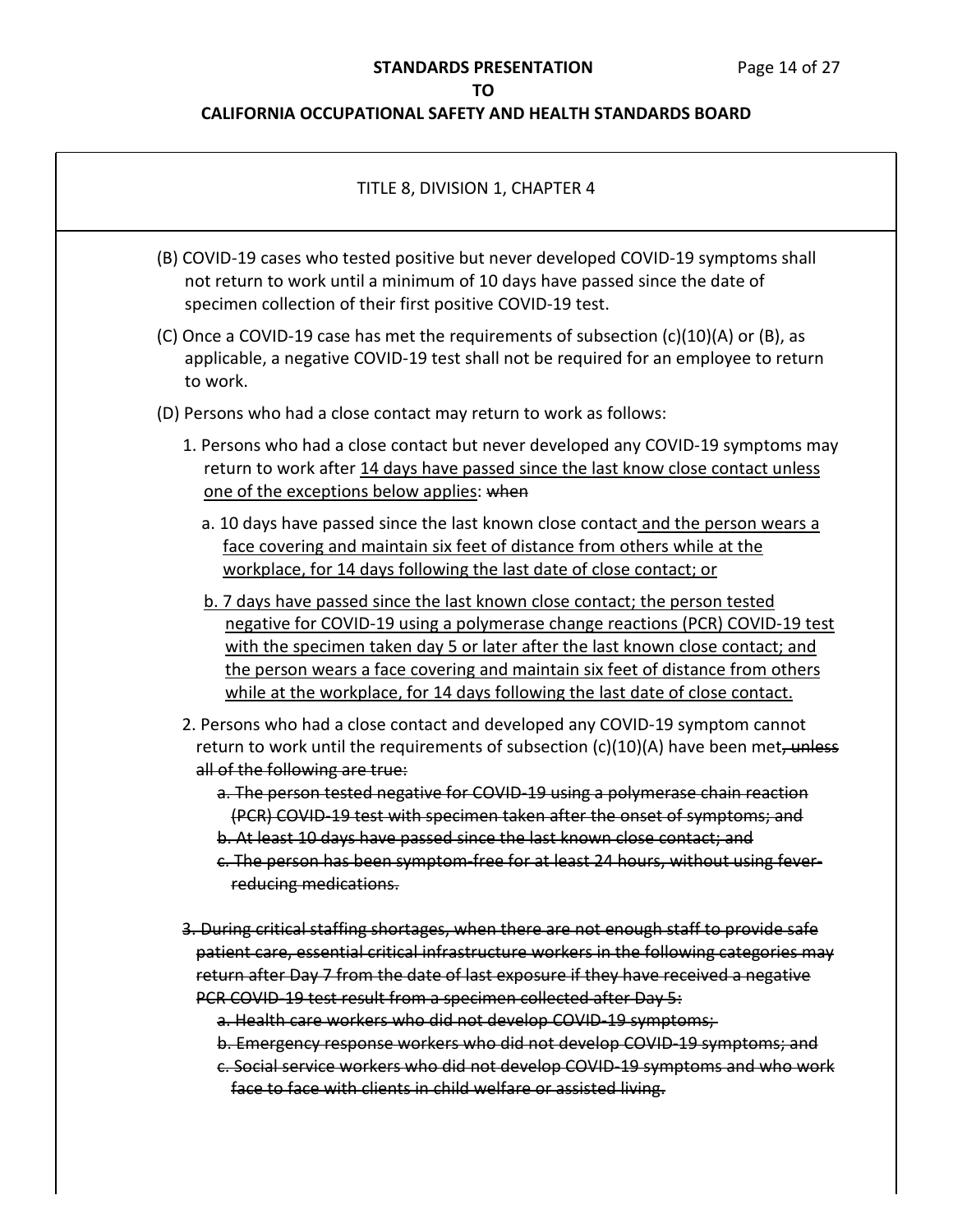TITLE 8, DIVISION 1, CHAPTER 4

(B) COVID-19 cases who tested positive but never developed COVID-19 symptoms shall not return to work until a minimum of 10 days have passed since the date of specimen collection of their first positive COVID-19 test.

(C) Once a COVID-19 case has met the requirements of subsection (c)(10)(A) or (B), as applicable, a negative COVID-19 test shall not be required for an employee to return to work.

(D) Persons who had a close contact may return to work as follows:

1. Persons who had a close contact but never developed any COVID-19 symptoms may return to work after <u>14 days have passed since the last know close contact unless one of the exceptions below applies</u>: ~~when~~

   a. 10 days have passed since the last known close contact<u> and the person wears a face covering and maintain six feet of distance from others while at the workplace, for 14 days following the last date of close contact; or</u>

   <u>b. 7 days have passed since the last known close contact; the person tested negative for COVID-19 using a polymerase change reactions (PCR) COVID-19 test with the specimen taken day 5 or later after the last known close contact; and the person wears a face covering and maintain six feet of distance from others while at the workplace, for 14 days following the last date of close contact.</u>

2. Persons who had a close contact and developed any COVID-19 symptom cannot return to work until the requirements of subsection (c)(10)(A) have been met~~, unless all of the following are true:~~

   ~~a. The person tested negative for COVID-19 using a polymerase chain reaction (PCR) COVID-19 test with specimen taken after the onset of symptoms; and~~

   ~~b. At least 10 days have passed since the last known close contact; and~~

   ~~c. The person has been symptom-free for at least 24 hours, without using fever-reducing medications.~~

~~3. During critical staffing shortages, when there are not enough staff to provide safe patient care, essential critical infrastructure workers in the following categories may return after Day 7 from the date of last exposure if they have received a negative PCR COVID-19 test result from a specimen collected after Day 5:~~

   ~~a. Health care workers who did not develop COVID-19 symptoms;~~

   ~~b. Emergency response workers who did not develop COVID-19 symptoms; and~~

   ~~c. Social service workers who did not develop COVID-19 symptoms and who work face to face with clients in child welfare or assisted living.~~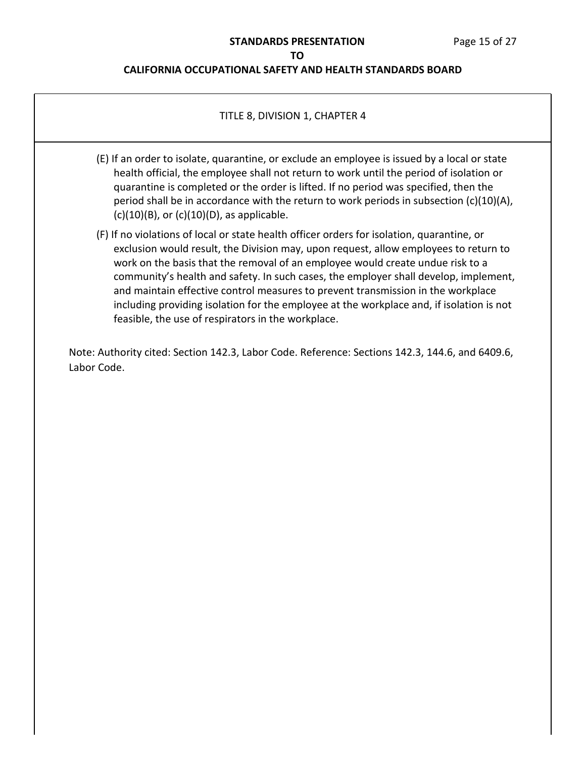TITLE 8, DIVISION 1, CHAPTER 4

(E) If an order to isolate, quarantine, or exclude an employee is issued by a local or state health official, the employee shall not return to work until the period of isolation or quarantine is completed or the order is lifted. If no period was specified, then the period shall be in accordance with the return to work periods in subsection (c)(10)(A), (c)(10)(B), or (c)(10)(D), as applicable.

(F) If no violations of local or state health officer orders for isolation, quarantine, or exclusion would result, the Division may, upon request, allow employees to return to work on the basis that the removal of an employee would create undue risk to a community's health and safety. In such cases, the employer shall develop, implement, and maintain effective control measures to prevent transmission in the workplace including providing isolation for the employee at the workplace and, if isolation is not feasible, the use of respirators in the workplace.

Note: Authority cited: Section 142.3, Labor Code. Reference: Sections 142.3, 144.6, and 6409.6, Labor Code.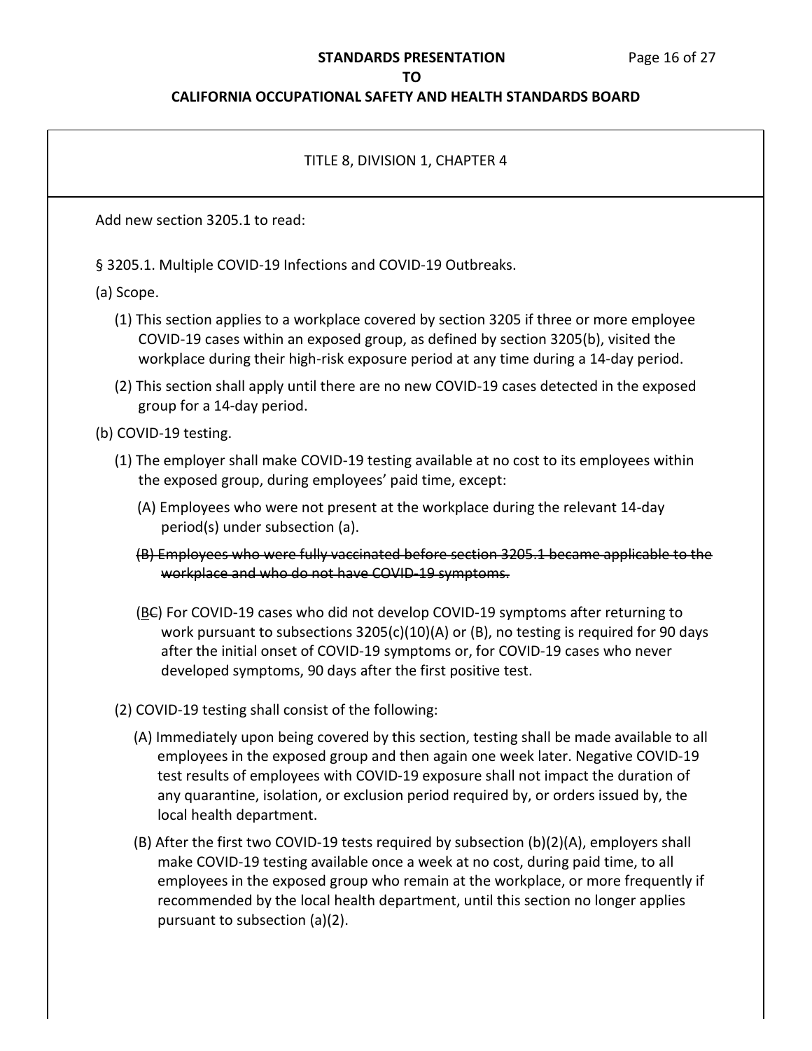TITLE 8, DIVISION 1, CHAPTER 4

Add new section 3205.1 to read:

§ 3205.1. Multiple COVID-19 Infections and COVID-19 Outbreaks.

(a) Scope.

(1) This section applies to a workplace covered by section 3205 if three or more employee COVID-19 cases within an exposed group, as defined by section 3205(b), visited the workplace during their high-risk exposure period at any time during a 14-day period.

(2) This section shall apply until there are no new COVID-19 cases detected in the exposed group for a 14-day period.

(b) COVID-19 testing.

(1) The employer shall make COVID-19 testing available at no cost to its employees within the exposed group, during employees' paid time, except:

(A) Employees who were not present at the workplace during the relevant 14-day period(s) under subsection (a).

~~(B) Employees who were fully vaccinated before section 3205.1 became applicable to the workplace and who do not have COVID-19 symptoms.~~

(<u>B</u>~~C~~) For COVID-19 cases who did not develop COVID-19 symptoms after returning to work pursuant to subsections 3205(c)(10)(A) or (B), no testing is required for 90 days after the initial onset of COVID-19 symptoms or, for COVID-19 cases who never developed symptoms, 90 days after the first positive test.

(2) COVID-19 testing shall consist of the following:

(A) Immediately upon being covered by this section, testing shall be made available to all employees in the exposed group and then again one week later. Negative COVID-19 test results of employees with COVID-19 exposure shall not impact the duration of any quarantine, isolation, or exclusion period required by, or orders issued by, the local health department.

(B) After the first two COVID-19 tests required by subsection (b)(2)(A), employers shall make COVID-19 testing available once a week at no cost, during paid time, to all employees in the exposed group who remain at the workplace, or more frequently if recommended by the local health department, until this section no longer applies pursuant to subsection (a)(2).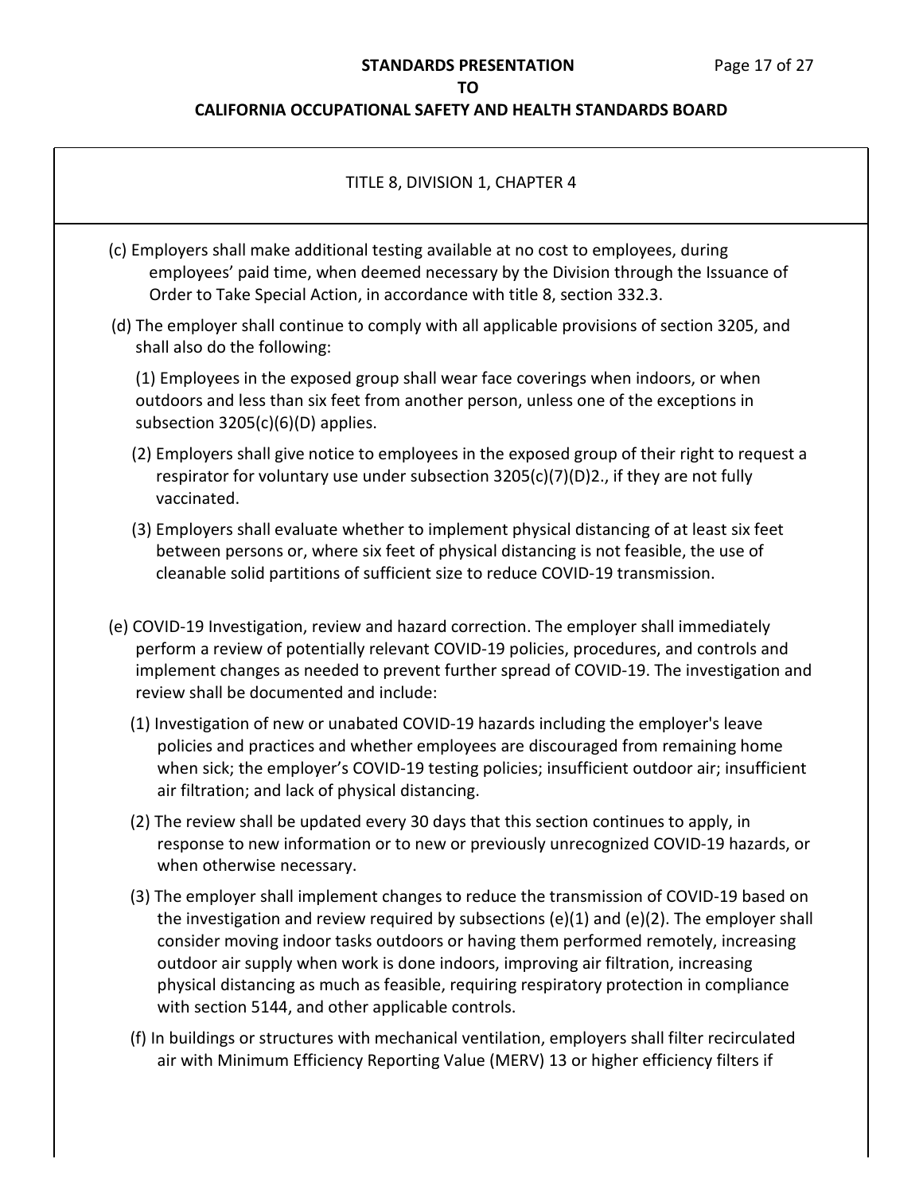TITLE 8, DIVISION 1, CHAPTER 4

(c) Employers shall make additional testing available at no cost to employees, during employees' paid time, when deemed necessary by the Division through the Issuance of Order to Take Special Action, in accordance with title 8, section 332.3.

(d) The employer shall continue to comply with all applicable provisions of section 3205, and shall also do the following:

(1) Employees in the exposed group shall wear face coverings when indoors, or when outdoors and less than six feet from another person, unless one of the exceptions in subsection 3205(c)(6)(D) applies.

(2) Employers shall give notice to employees in the exposed group of their right to request a respirator for voluntary use under subsection 3205(c)(7)(D)2., if they are not fully vaccinated.

(3) Employers shall evaluate whether to implement physical distancing of at least six feet between persons or, where six feet of physical distancing is not feasible, the use of cleanable solid partitions of sufficient size to reduce COVID-19 transmission.

(e) COVID-19 Investigation, review and hazard correction. The employer shall immediately perform a review of potentially relevant COVID-19 policies, procedures, and controls and implement changes as needed to prevent further spread of COVID-19. The investigation and review shall be documented and include:

(1) Investigation of new or unabated COVID-19 hazards including the employer's leave policies and practices and whether employees are discouraged from remaining home when sick; the employer's COVID-19 testing policies; insufficient outdoor air; insufficient air filtration; and lack of physical distancing.

(2) The review shall be updated every 30 days that this section continues to apply, in response to new information or to new or previously unrecognized COVID-19 hazards, or when otherwise necessary.

(3) The employer shall implement changes to reduce the transmission of COVID-19 based on the investigation and review required by subsections (e)(1) and (e)(2). The employer shall consider moving indoor tasks outdoors or having them performed remotely, increasing outdoor air supply when work is done indoors, improving air filtration, increasing physical distancing as much as feasible, requiring respiratory protection in compliance with section 5144, and other applicable controls.

(f) In buildings or structures with mechanical ventilation, employers shall filter recirculated air with Minimum Efficiency Reporting Value (MERV) 13 or higher efficiency filters if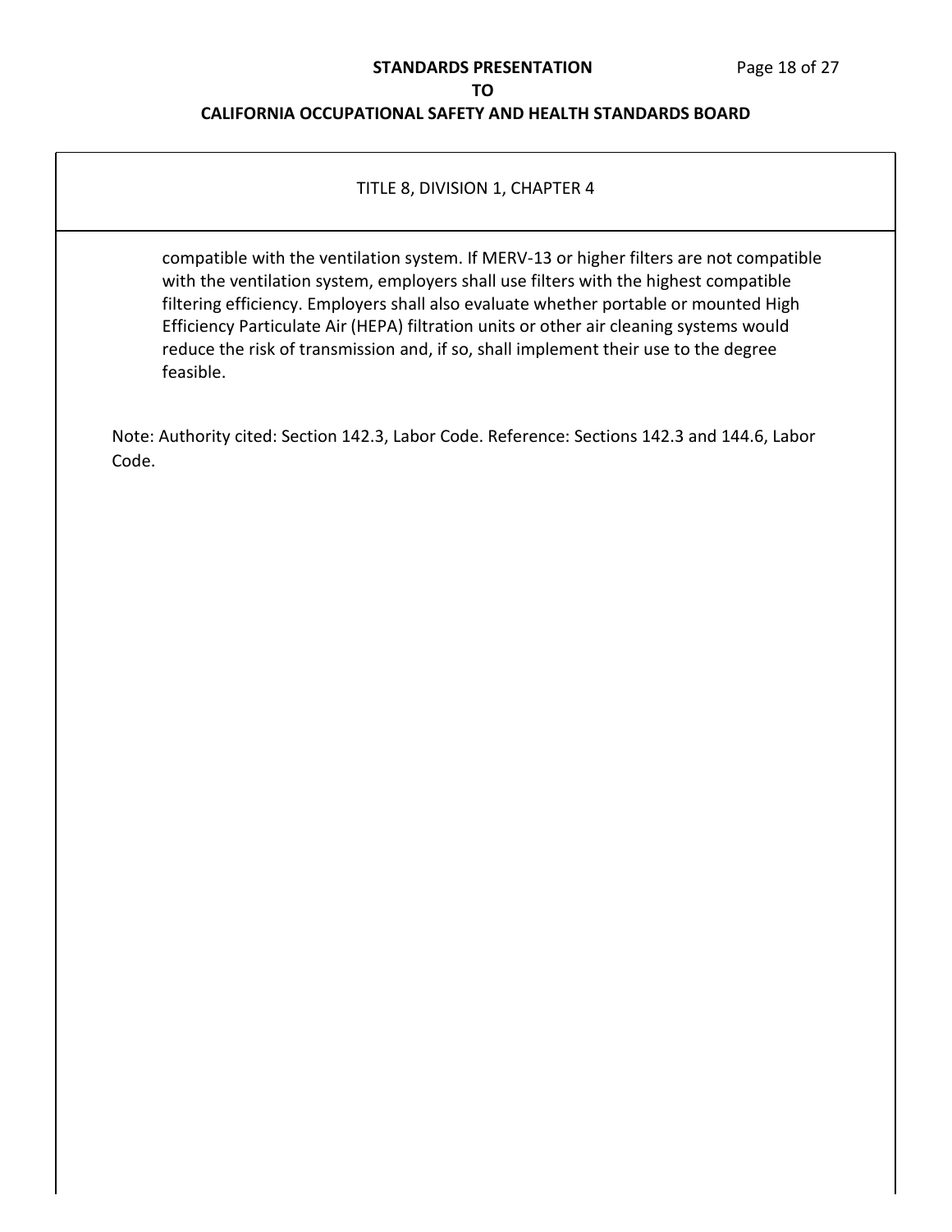TITLE 8, DIVISION 1, CHAPTER 4

compatible with the ventilation system. If MERV-13 or higher filters are not compatible with the ventilation system, employers shall use filters with the highest compatible filtering efficiency. Employers shall also evaluate whether portable or mounted High Efficiency Particulate Air (HEPA) filtration units or other air cleaning systems would reduce the risk of transmission and, if so, shall implement their use to the degree feasible.

Note: Authority cited: Section 142.3, Labor Code. Reference: Sections 142.3 and 144.6, Labor Code.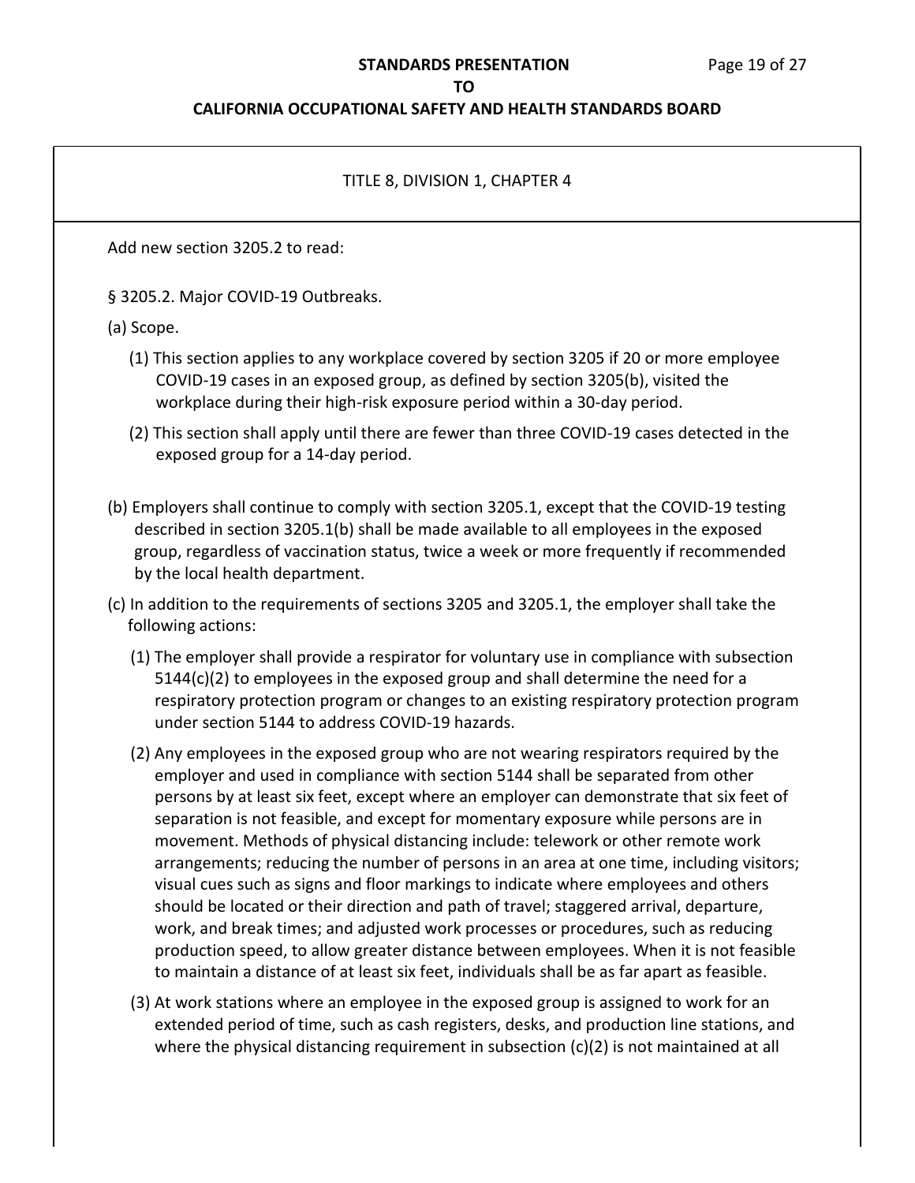TITLE 8, DIVISION 1, CHAPTER 4

Add new section 3205.2 to read:

§ 3205.2. Major COVID-19 Outbreaks.

(a) Scope.

(1) This section applies to any workplace covered by section 3205 if 20 or more employee COVID-19 cases in an exposed group, as defined by section 3205(b), visited the workplace during their high-risk exposure period within a 30-day period.

(2) This section shall apply until there are fewer than three COVID-19 cases detected in the exposed group for a 14-day period.

(b) Employers shall continue to comply with section 3205.1, except that the COVID-19 testing described in section 3205.1(b) shall be made available to all employees in the exposed group, regardless of vaccination status, twice a week or more frequently if recommended by the local health department.

(c) In addition to the requirements of sections 3205 and 3205.1, the employer shall take the following actions:

(1) The employer shall provide a respirator for voluntary use in compliance with subsection 5144(c)(2) to employees in the exposed group and shall determine the need for a respiratory protection program or changes to an existing respiratory protection program under section 5144 to address COVID-19 hazards.

(2) Any employees in the exposed group who are not wearing respirators required by the employer and used in compliance with section 5144 shall be separated from other persons by at least six feet, except where an employer can demonstrate that six feet of separation is not feasible, and except for momentary exposure while persons are in movement. Methods of physical distancing include: telework or other remote work arrangements; reducing the number of persons in an area at one time, including visitors; visual cues such as signs and floor markings to indicate where employees and others should be located or their direction and path of travel; staggered arrival, departure, work, and break times; and adjusted work processes or procedures, such as reducing production speed, to allow greater distance between employees. When it is not feasible to maintain a distance of at least six feet, individuals shall be as far apart as feasible.

(3) At work stations where an employee in the exposed group is assigned to work for an extended period of time, such as cash registers, desks, and production line stations, and where the physical distancing requirement in subsection (c)(2) is not maintained at all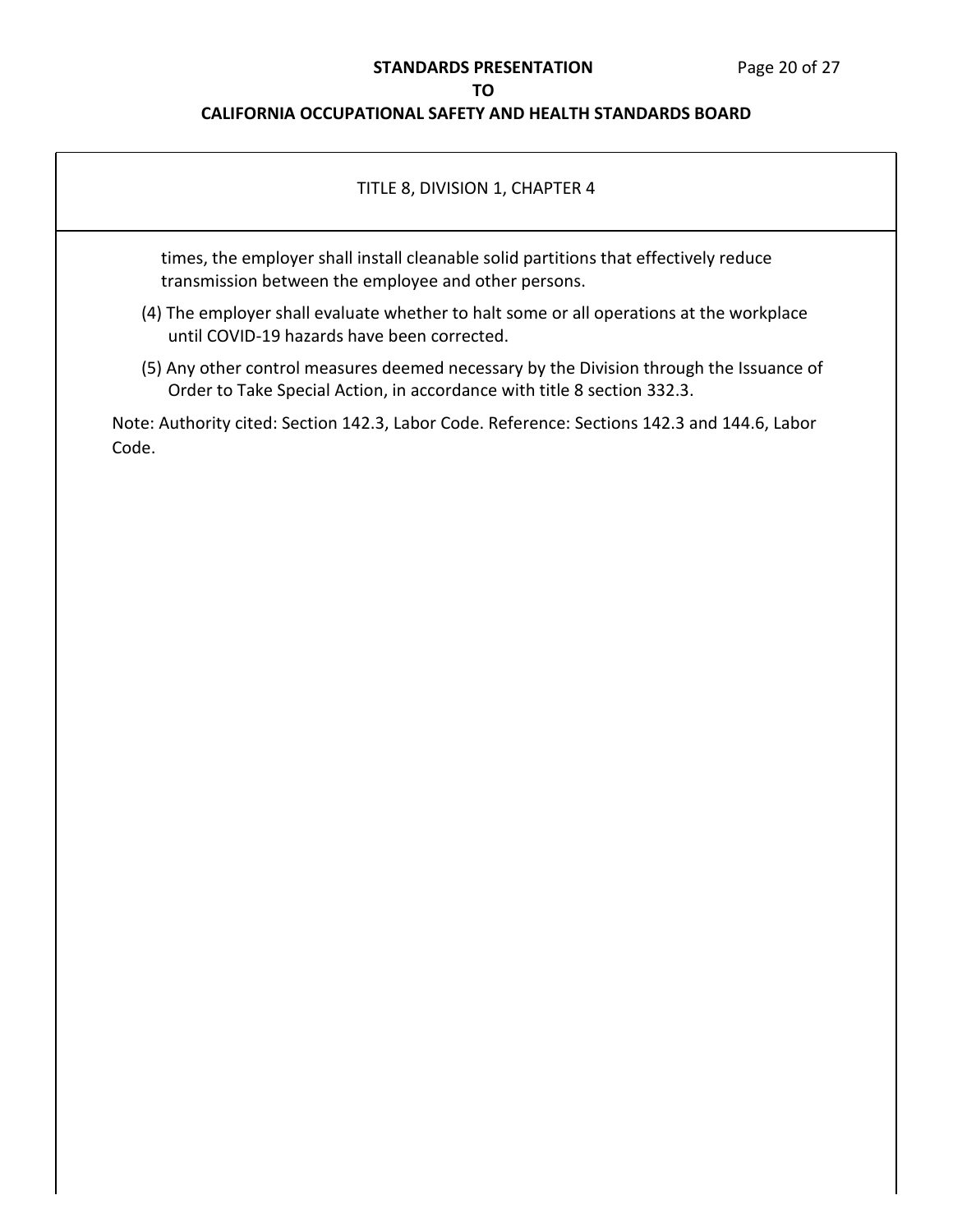TITLE 8, DIVISION 1, CHAPTER 4

times, the employer shall install cleanable solid partitions that effectively reduce transmission between the employee and other persons.

(4) The employer shall evaluate whether to halt some or all operations at the workplace until COVID-19 hazards have been corrected.

(5) Any other control measures deemed necessary by the Division through the Issuance of Order to Take Special Action, in accordance with title 8 section 332.3.

Note: Authority cited: Section 142.3, Labor Code. Reference: Sections 142.3 and 144.6, Labor Code.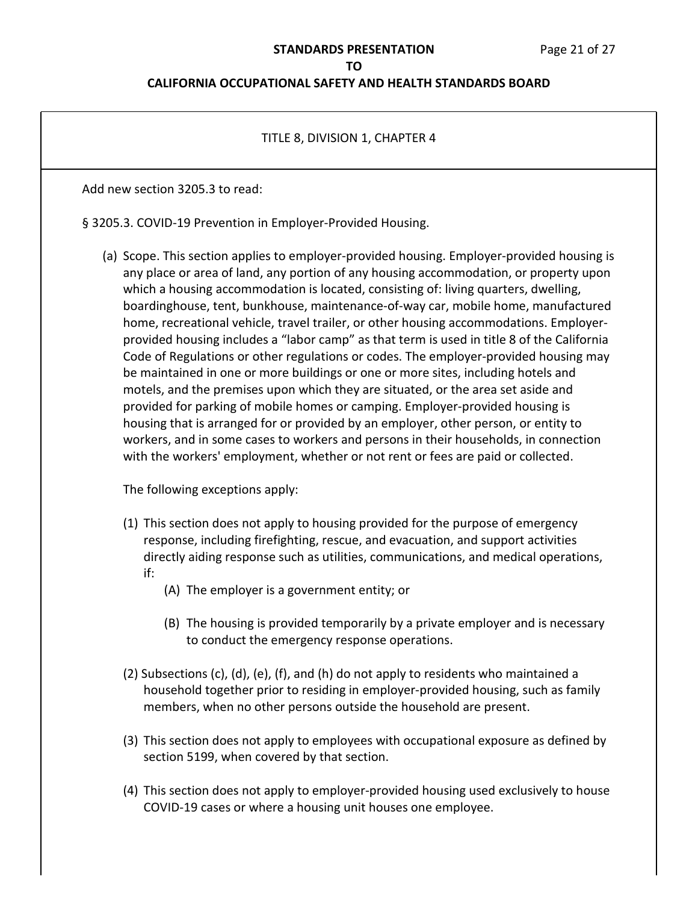TITLE 8, DIVISION 1, CHAPTER 4

Add new section 3205.3 to read:

§ 3205.3. COVID-19 Prevention in Employer-Provided Housing.

(a) Scope. This section applies to employer-provided housing. Employer-provided housing is any place or area of land, any portion of any housing accommodation, or property upon which a housing accommodation is located, consisting of: living quarters, dwelling, boardinghouse, tent, bunkhouse, maintenance-of-way car, mobile home, manufactured home, recreational vehicle, travel trailer, or other housing accommodations. Employer-provided housing includes a "labor camp" as that term is used in title 8 of the California Code of Regulations or other regulations or codes. The employer-provided housing may be maintained in one or more buildings or one or more sites, including hotels and motels, and the premises upon which they are situated, or the area set aside and provided for parking of mobile homes or camping. Employer-provided housing is housing that is arranged for or provided by an employer, other person, or entity to workers, and in some cases to workers and persons in their households, in connection with the workers' employment, whether or not rent or fees are paid or collected.

The following exceptions apply:

(1) This section does not apply to housing provided for the purpose of emergency response, including firefighting, rescue, and evacuation, and support activities directly aiding response such as utilities, communications, and medical operations, if:

(A) The employer is a government entity; or

(B) The housing is provided temporarily by a private employer and is necessary to conduct the emergency response operations.

(2) Subsections (c), (d), (e), (f), and (h) do not apply to residents who maintained a household together prior to residing in employer-provided housing, such as family members, when no other persons outside the household are present.

(3) This section does not apply to employees with occupational exposure as defined by section 5199, when covered by that section.

(4) This section does not apply to employer-provided housing used exclusively to house COVID-19 cases or where a housing unit houses one employee.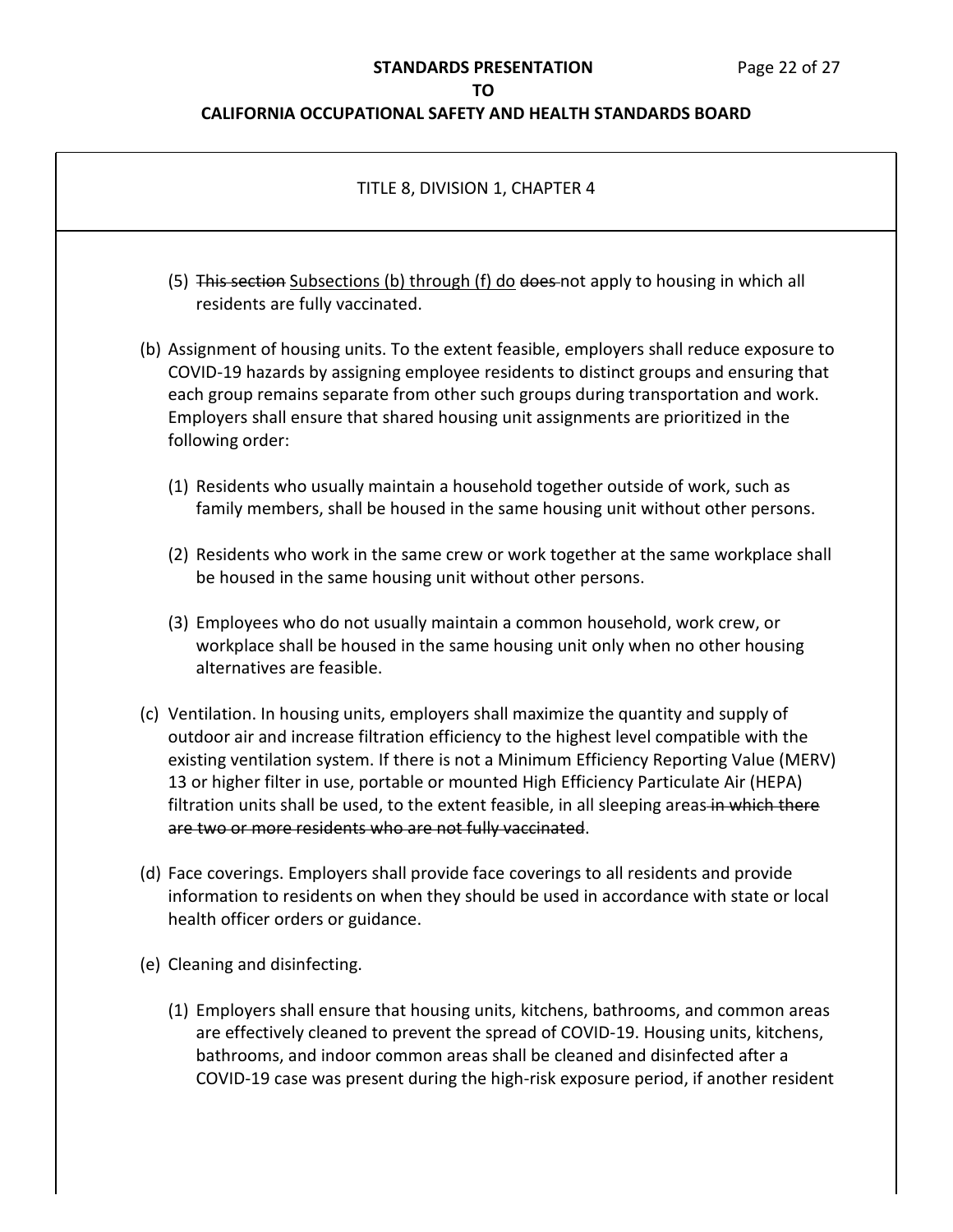(5) ~~This section~~ <u>Subsections (b) through (f) do</u> ~~does~~ not apply to housing in which all residents are fully vaccinated.

(b) Assignment of housing units. To the extent feasible, employers shall reduce exposure to COVID-19 hazards by assigning employee residents to distinct groups and ensuring that each group remains separate from other such groups during transportation and work. Employers shall ensure that shared housing unit assignments are prioritized in the following order:

(1) Residents who usually maintain a household together outside of work, such as family members, shall be housed in the same housing unit without other persons.

(2) Residents who work in the same crew or work together at the same workplace shall be housed in the same housing unit without other persons.

(3) Employees who do not usually maintain a common household, work crew, or workplace shall be housed in the same housing unit only when no other housing alternatives are feasible.

(c) Ventilation. In housing units, employers shall maximize the quantity and supply of outdoor air and increase filtration efficiency to the highest level compatible with the existing ventilation system. If there is not a Minimum Efficiency Reporting Value (MERV) 13 or higher filter in use, portable or mounted High Efficiency Particulate Air (HEPA) filtration units shall be used, to the extent feasible, in all sleeping areas ~~in which there are two or more residents who are not fully vaccinated~~.

(d) Face coverings. Employers shall provide face coverings to all residents and provide information to residents on when they should be used in accordance with state or local health officer orders or guidance.

(e) Cleaning and disinfecting.

(1) Employers shall ensure that housing units, kitchens, bathrooms, and common areas are effectively cleaned to prevent the spread of COVID-19. Housing units, kitchens, bathrooms, and indoor common areas shall be cleaned and disinfected after a COVID-19 case was present during the high-risk exposure period, if another resident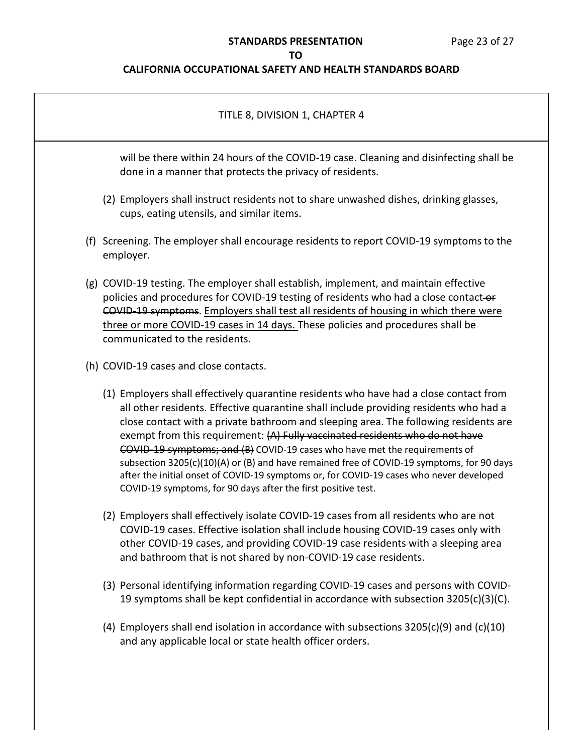TITLE 8, DIVISION 1, CHAPTER 4

will be there within 24 hours of the COVID-19 case. Cleaning and disinfecting shall be done in a manner that protects the privacy of residents.

(2) Employers shall instruct residents not to share unwashed dishes, drinking glasses, cups, eating utensils, and similar items.

(f) Screening. The employer shall encourage residents to report COVID-19 symptoms to the employer.

(g) COVID-19 testing. The employer shall establish, implement, and maintain effective policies and procedures for COVID-19 testing of residents who had a close contact ~~or COVID-19 symptoms~~. <u>Employers shall test all residents of housing in which there were three or more COVID-19 cases in 14 days.</u> These policies and procedures shall be communicated to the residents.

(h) COVID-19 cases and close contacts.

(1) Employers shall effectively quarantine residents who have had a close contact from all other residents. Effective quarantine shall include providing residents who had a close contact with a private bathroom and sleeping area. The following residents are exempt from this requirement: ~~(A) Fully vaccinated residents who do not have COVID-19 symptoms; and (B)~~ COVID-19 cases who have met the requirements of subsection 3205(c)(10)(A) or (B) and have remained free of COVID-19 symptoms, for 90 days after the initial onset of COVID-19 symptoms or, for COVID-19 cases who never developed COVID-19 symptoms, for 90 days after the first positive test.

(2) Employers shall effectively isolate COVID-19 cases from all residents who are not COVID-19 cases. Effective isolation shall include housing COVID-19 cases only with other COVID-19 cases, and providing COVID-19 case residents with a sleeping area and bathroom that is not shared by non-COVID-19 case residents.

(3) Personal identifying information regarding COVID-19 cases and persons with COVID-19 symptoms shall be kept confidential in accordance with subsection 3205(c)(3)(C).

(4) Employers shall end isolation in accordance with subsections 3205(c)(9) and (c)(10) and any applicable local or state health officer orders.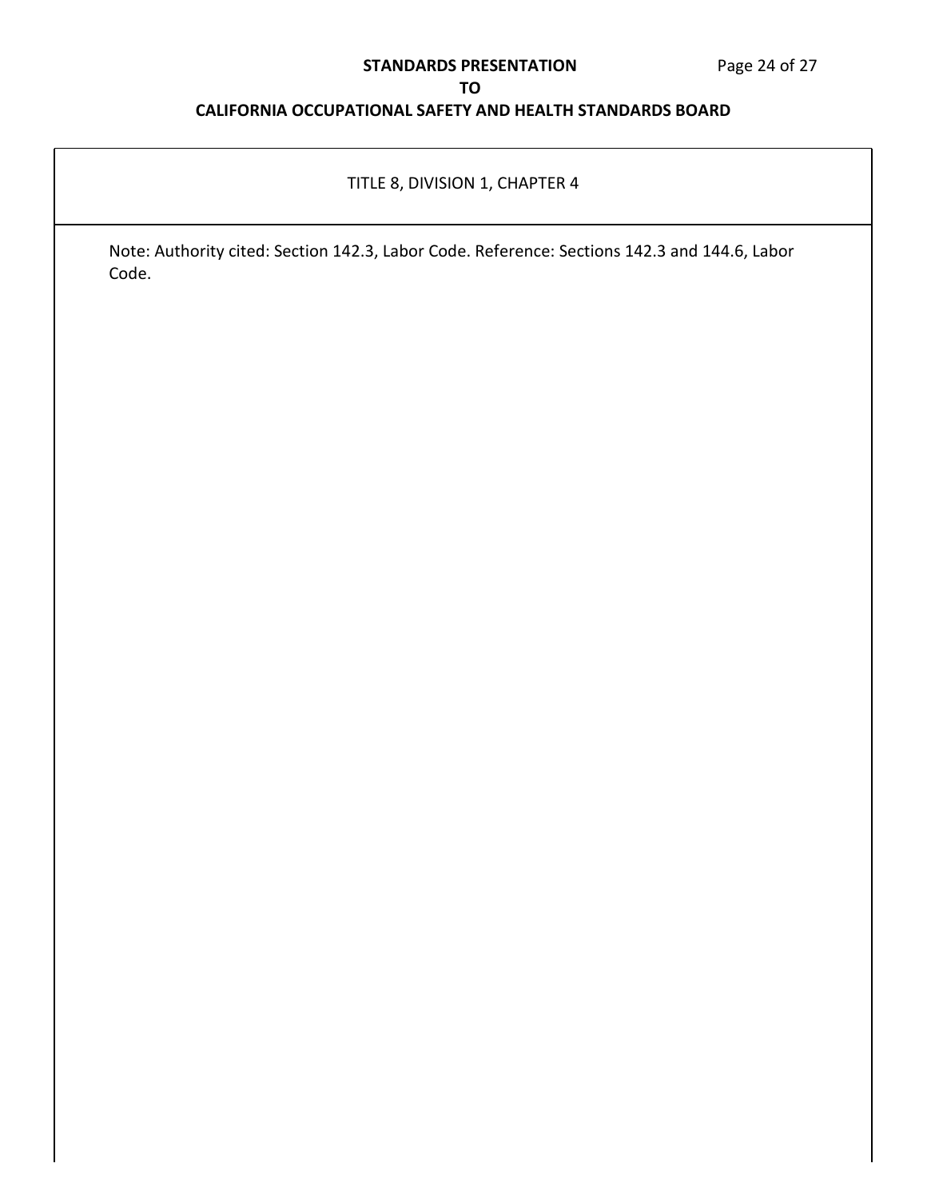TITLE 8, DIVISION 1, CHAPTER 4

Note: Authority cited: Section 142.3, Labor Code. Reference: Sections 142.3 and 144.6, Labor Code.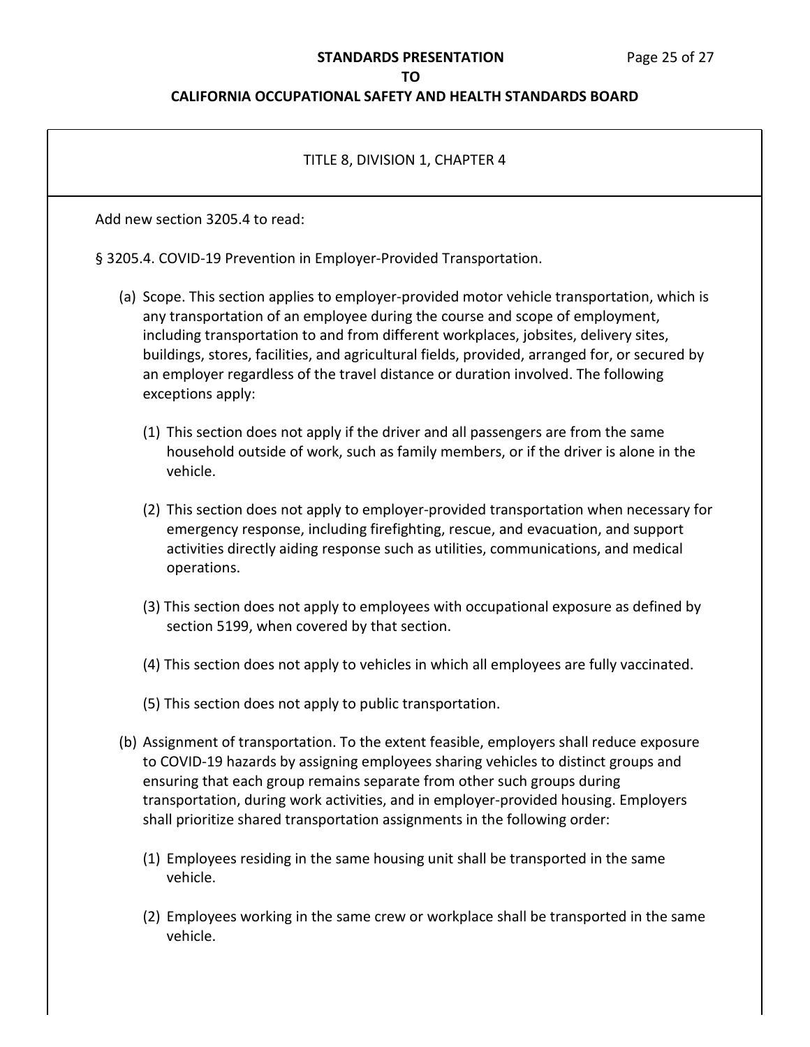TITLE 8, DIVISION 1, CHAPTER 4

Add new section 3205.4 to read:

§ 3205.4. COVID-19 Prevention in Employer-Provided Transportation.

(a) Scope. This section applies to employer-provided motor vehicle transportation, which is any transportation of an employee during the course and scope of employment, including transportation to and from different workplaces, jobsites, delivery sites, buildings, stores, facilities, and agricultural fields, provided, arranged for, or secured by an employer regardless of the travel distance or duration involved. The following exceptions apply:

(1) This section does not apply if the driver and all passengers are from the same household outside of work, such as family members, or if the driver is alone in the vehicle.

(2) This section does not apply to employer-provided transportation when necessary for emergency response, including firefighting, rescue, and evacuation, and support activities directly aiding response such as utilities, communications, and medical operations.

(3) This section does not apply to employees with occupational exposure as defined by section 5199, when covered by that section.

(4) This section does not apply to vehicles in which all employees are fully vaccinated.

(5) This section does not apply to public transportation.

(b) Assignment of transportation. To the extent feasible, employers shall reduce exposure to COVID-19 hazards by assigning employees sharing vehicles to distinct groups and ensuring that each group remains separate from other such groups during transportation, during work activities, and in employer-provided housing. Employers shall prioritize shared transportation assignments in the following order:

(1) Employees residing in the same housing unit shall be transported in the same vehicle.

(2) Employees working in the same crew or workplace shall be transported in the same vehicle.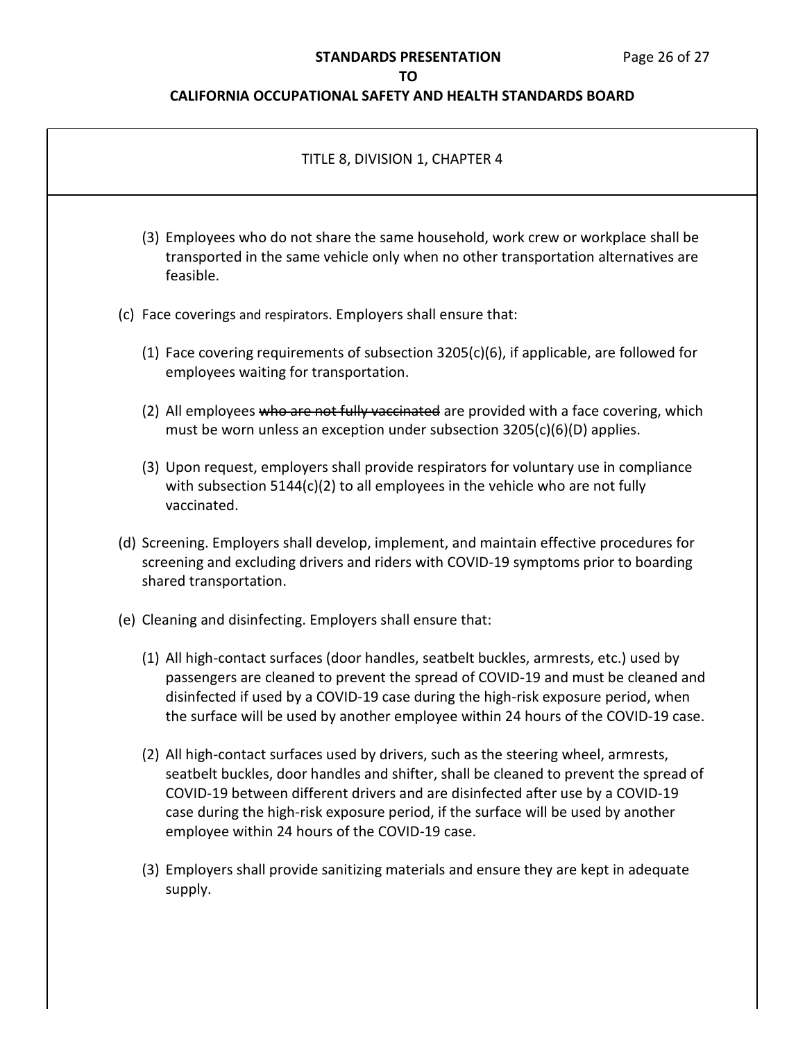TITLE 8, DIVISION 1, CHAPTER 4

(3) Employees who do not share the same household, work crew or workplace shall be transported in the same vehicle only when no other transportation alternatives are feasible.

(c) Face coverings and respirators. Employers shall ensure that:

(1) Face covering requirements of subsection 3205(c)(6), if applicable, are followed for employees waiting for transportation.

(2) All employees ~~who are not fully vaccinated~~ are provided with a face covering, which must be worn unless an exception under subsection 3205(c)(6)(D) applies.

(3) Upon request, employers shall provide respirators for voluntary use in compliance with subsection 5144(c)(2) to all employees in the vehicle who are not fully vaccinated.

(d) Screening. Employers shall develop, implement, and maintain effective procedures for screening and excluding drivers and riders with COVID-19 symptoms prior to boarding shared transportation.

(e) Cleaning and disinfecting. Employers shall ensure that:

(1) All high-contact surfaces (door handles, seatbelt buckles, armrests, etc.) used by passengers are cleaned to prevent the spread of COVID-19 and must be cleaned and disinfected if used by a COVID-19 case during the high-risk exposure period, when the surface will be used by another employee within 24 hours of the COVID-19 case.

(2) All high-contact surfaces used by drivers, such as the steering wheel, armrests, seatbelt buckles, door handles and shifter, shall be cleaned to prevent the spread of COVID-19 between different drivers and are disinfected after use by a COVID-19 case during the high-risk exposure period, if the surface will be used by another employee within 24 hours of the COVID-19 case.

(3) Employers shall provide sanitizing materials and ensure they are kept in adequate supply.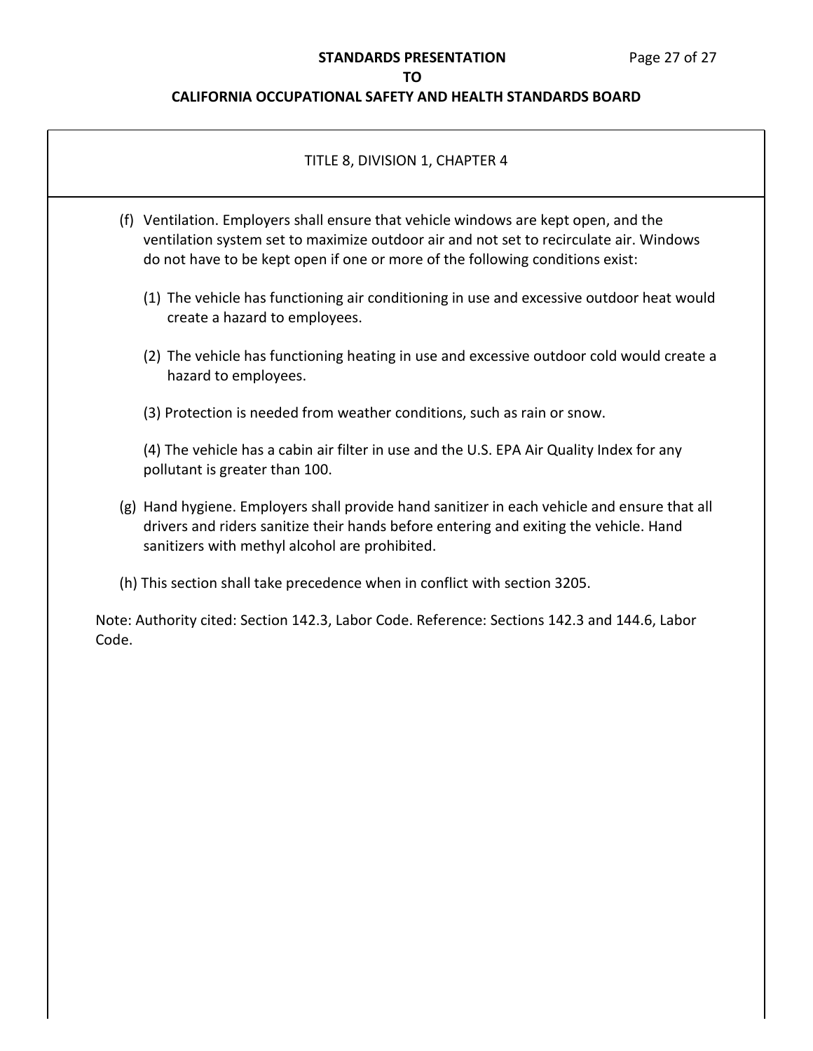TITLE 8, DIVISION 1, CHAPTER 4

(f) Ventilation. Employers shall ensure that vehicle windows are kept open, and the ventilation system set to maximize outdoor air and not set to recirculate air. Windows do not have to be kept open if one or more of the following conditions exist:

(1) The vehicle has functioning air conditioning in use and excessive outdoor heat would create a hazard to employees.

(2) The vehicle has functioning heating in use and excessive outdoor cold would create a hazard to employees.

(3) Protection is needed from weather conditions, such as rain or snow.

(4) The vehicle has a cabin air filter in use and the U.S. EPA Air Quality Index for any pollutant is greater than 100.

(g) Hand hygiene. Employers shall provide hand sanitizer in each vehicle and ensure that all drivers and riders sanitize their hands before entering and exiting the vehicle. Hand sanitizers with methyl alcohol are prohibited.

(h) This section shall take precedence when in conflict with section 3205.

Note: Authority cited: Section 142.3, Labor Code. Reference: Sections 142.3 and 144.6, Labor Code.